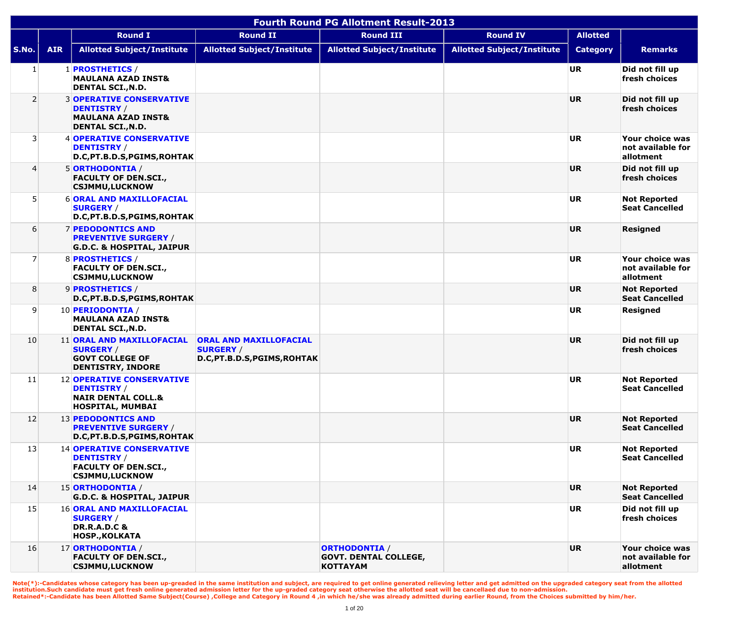# Fourth Round PG Allotment Result-2013

| S.No. | AIR | Round I Allotted Subject/Institute | Round II Allotted Subject/Institute | Round III Allotted Subject/Institute | Round IV Allotted Subject/Institute | Allotted Category | Remarks |
|---|---|---|---|---|---|---|---|
| 1 | 1 | **PROSTHETICS** / MAULANA AZAD INST& DENTAL SCI.,N.D. | | | | UR | Did not fill up fresh choices |
| 2 | 3 | **OPERATIVE CONSERVATIVE DENTISTRY** / MAULANA AZAD INST& DENTAL SCI.,N.D. | | | | UR | Did not fill up fresh choices |
| 3 | 4 | **OPERATIVE CONSERVATIVE DENTISTRY** / D.C,PT.B.D.S,PGIMS,ROHTAK | | | | UR | Your choice was not available for allotment |
| 4 | 5 | **ORTHODONTIA** / FACULTY OF DEN.SCI., CSJMMU,LUCKNOW | | | | UR | Did not fill up fresh choices |
| 5 | 6 | **ORAL AND MAXILLOFACIAL SURGERY** / D.C,PT.B.D.S,PGIMS,ROHTAK | | | | UR | Not Reported Seat Cancelled |
| 6 | 7 | **PEDODONTICS AND PREVENTIVE SURGERY** / G.D.C. & HOSPITAL, JAIPUR | | | | UR | Resigned |
| 7 | 8 | **PROSTHETICS** / FACULTY OF DEN.SCI., CSJMMU,LUCKNOW | | | | UR | Your choice was not available for allotment |
| 8 | 9 | **PROSTHETICS** / D.C,PT.B.D.S,PGIMS,ROHTAK | | | | UR | Not Reported Seat Cancelled |
| 9 | 10 | **PERIODONTIA** / MAULANA AZAD INST& DENTAL SCI.,N.D. | | | | UR | Resigned |
| 10 | 11 | **ORAL AND MAXILLOFACIAL SURGERY** / GOVT COLLEGE OF DENTISTRY, INDORE | **ORAL AND MAXILLOFACIAL SURGERY** / D.C,PT.B.D.S,PGIMS,ROHTAK | | | UR | Did not fill up fresh choices |
| 11 | 12 | **OPERATIVE CONSERVATIVE DENTISTRY** / NAIR DENTAL COLL.& HOSPITAL, MUMBAI | | | | UR | Not Reported Seat Cancelled |
| 12 | 13 | **PEDODONTICS AND PREVENTIVE SURGERY** / D.C,PT.B.D.S,PGIMS,ROHTAK | | | | UR | Not Reported Seat Cancelled |
| 13 | 14 | **OPERATIVE CONSERVATIVE DENTISTRY** / FACULTY OF DEN.SCI., CSJMMU,LUCKNOW | | | | UR | Not Reported Seat Cancelled |
| 14 | 15 | **ORTHODONTIA** / G.D.C. & HOSPITAL, JAIPUR | | | | UR | Not Reported Seat Cancelled |
| 15 | 16 | **ORAL AND MAXILLOFACIAL SURGERY** / DR.R.A.D.C & HOSP.,KOLKATA | | | | UR | Did not fill up fresh choices |
| 16 | 17 | **ORTHODONTIA** / FACULTY OF DEN.SCI., CSJMMU,LUCKNOW | | **ORTHODONTIA** / GOVT. DENTAL COLLEGE, KOTTAYAM | | UR | Your choice was not available for allotment |

**Note(*):-Candidates whose category has been up-greaded in the same institution and subject, are required to get online generated relieving letter and get admitted on the upgraded category seat from the allotted institution.Such candidate must get fresh online generated admission letter for the up-graded category seat otherwise the allotted seat will be cancellaed due to non-admission.**
**Retained*:-Candidate has been Allotted Same Subject(Course) ,College and Category in Round 4 ,in which he/she was already admitted during earlier Round, from the Choices submitted by him/her.**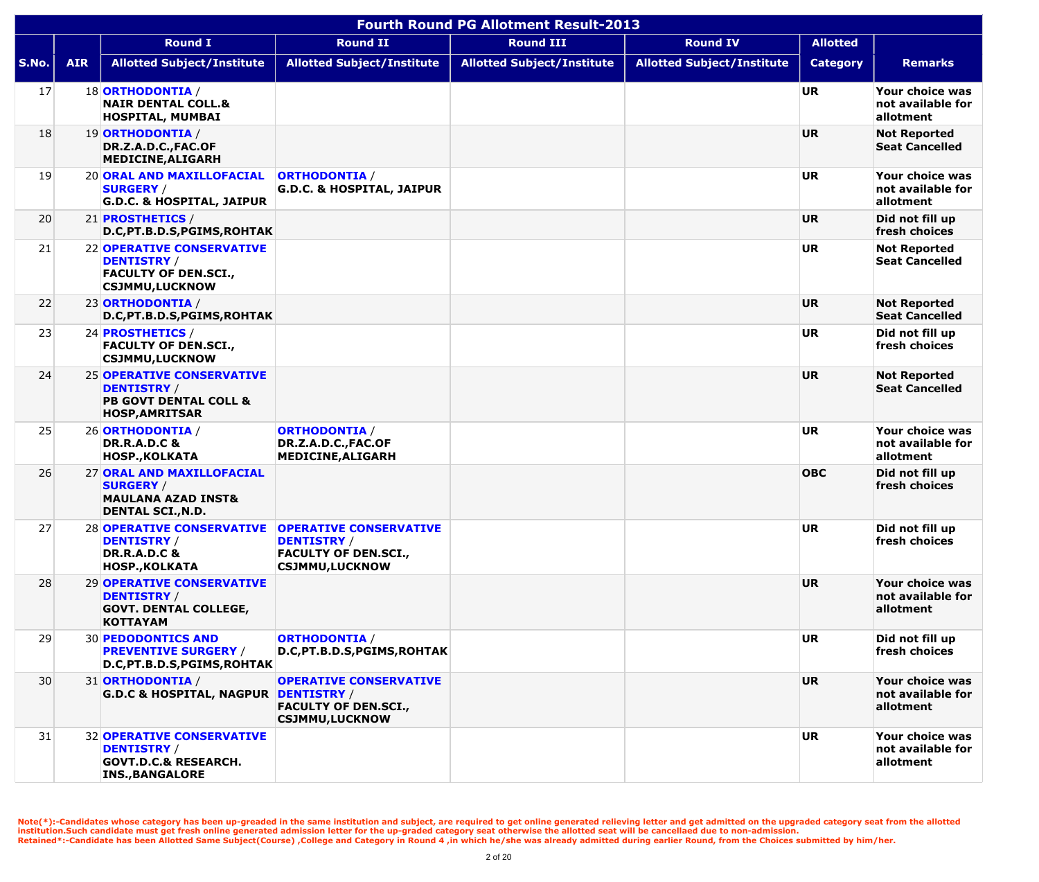| Fourth Round PG Allotment Result-2013 | | | | | | | |
|---|---|---|---|---|---|---|---|
| | | Round I | Round II | Round III | Round IV | Allotted | |
| S.No. | AIR | Allotted Subject/Institute | Allotted Subject/Institute | Allotted Subject/Institute | Allotted Subject/Institute | Category | Remarks |
| 17 | 18 | **ORTHODONTIA** / **NAIR DENTAL COLL.& HOSPITAL, MUMBAI** | | | | UR | Your choice was not available for allotment |
| 18 | 19 | **ORTHODONTIA** / **DR.Z.A.D.C.,FAC.OF MEDICINE,ALIGARH** | | | | UR | Not Reported Seat Cancelled |
| 19 | 20 | **ORAL AND MAXILLOFACIAL SURGERY** / **G.D.C. & HOSPITAL, JAIPUR** | **ORTHODONTIA** / **G.D.C. & HOSPITAL, JAIPUR** | | | UR | Your choice was not available for allotment |
| 20 | 21 | **PROSTHETICS** / **D.C,PT.B.D.S,PGIMS,ROHTAK** | | | | UR | Did not fill up fresh choices |
| 21 | 22 | **OPERATIVE CONSERVATIVE DENTISTRY** / **FACULTY OF DEN.SCI., CSJMMU,LUCKNOW** | | | | UR | Not Reported Seat Cancelled |
| 22 | 23 | **ORTHODONTIA** / **D.C,PT.B.D.S,PGIMS,ROHTAK** | | | | UR | Not Reported Seat Cancelled |
| 23 | 24 | **PROSTHETICS** / **FACULTY OF DEN.SCI., CSJMMU,LUCKNOW** | | | | UR | Did not fill up fresh choices |
| 24 | 25 | **OPERATIVE CONSERVATIVE DENTISTRY** / **PB GOVT DENTAL COLL & HOSP,AMRITSAR** | | | | UR | Not Reported Seat Cancelled |
| 25 | 26 | **ORTHODONTIA** / **DR.R.A.D.C & HOSP.,KOLKATA** | **ORTHODONTIA** / **DR.Z.A.D.C.,FAC.OF MEDICINE,ALIGARH** | | | UR | Your choice was not available for allotment |
| 26 | 27 | **ORAL AND MAXILLOFACIAL SURGERY** / **MAULANA AZAD INST& DENTAL SCI.,N.D.** | | | | OBC | Did not fill up fresh choices |
| 27 | 28 | **OPERATIVE CONSERVATIVE DENTISTRY** / **DR.R.A.D.C & HOSP.,KOLKATA** | **OPERATIVE CONSERVATIVE DENTISTRY** / **FACULTY OF DEN.SCI., CSJMMU,LUCKNOW** | | | UR | Did not fill up fresh choices |
| 28 | 29 | **OPERATIVE CONSERVATIVE DENTISTRY** / **GOVT. DENTAL COLLEGE, KOTTAYAM** | | | | UR | Your choice was not available for allotment |
| 29 | 30 | **PEDODONTICS AND PREVENTIVE SURGERY** / **D.C,PT.B.D.S,PGIMS,ROHTAK** | **ORTHODONTIA** / **D.C,PT.B.D.S,PGIMS,ROHTAK** | | | UR | Did not fill up fresh choices |
| 30 | 31 | **ORTHODONTIA** / **G.D.C & HOSPITAL, NAGPUR** | **OPERATIVE CONSERVATIVE DENTISTRY** / **FACULTY OF DEN.SCI., CSJMMU,LUCKNOW** | | | UR | Your choice was not available for allotment |
| 31 | 32 | **OPERATIVE CONSERVATIVE DENTISTRY** / **GOVT.D.C.& RESEARCH. INS.,BANGALORE** | | | | UR | Your choice was not available for allotment |

Note(*):-Candidates whose category has been up-greaded in the same institution and subject, are required to get online generated relieving letter and get admitted on the upgraded category seat from the allotted institution.Such candidate must get fresh online generated admission letter for the up-graded category seat otherwise the allotted seat will be cancellaed due to non-admission.
Retained*:-Candidate has been Allotted Same Subject(Course) ,College and Category in Round 4 ,in which he/she was already admitted during earlier Round, from the Choices submitted by him/her.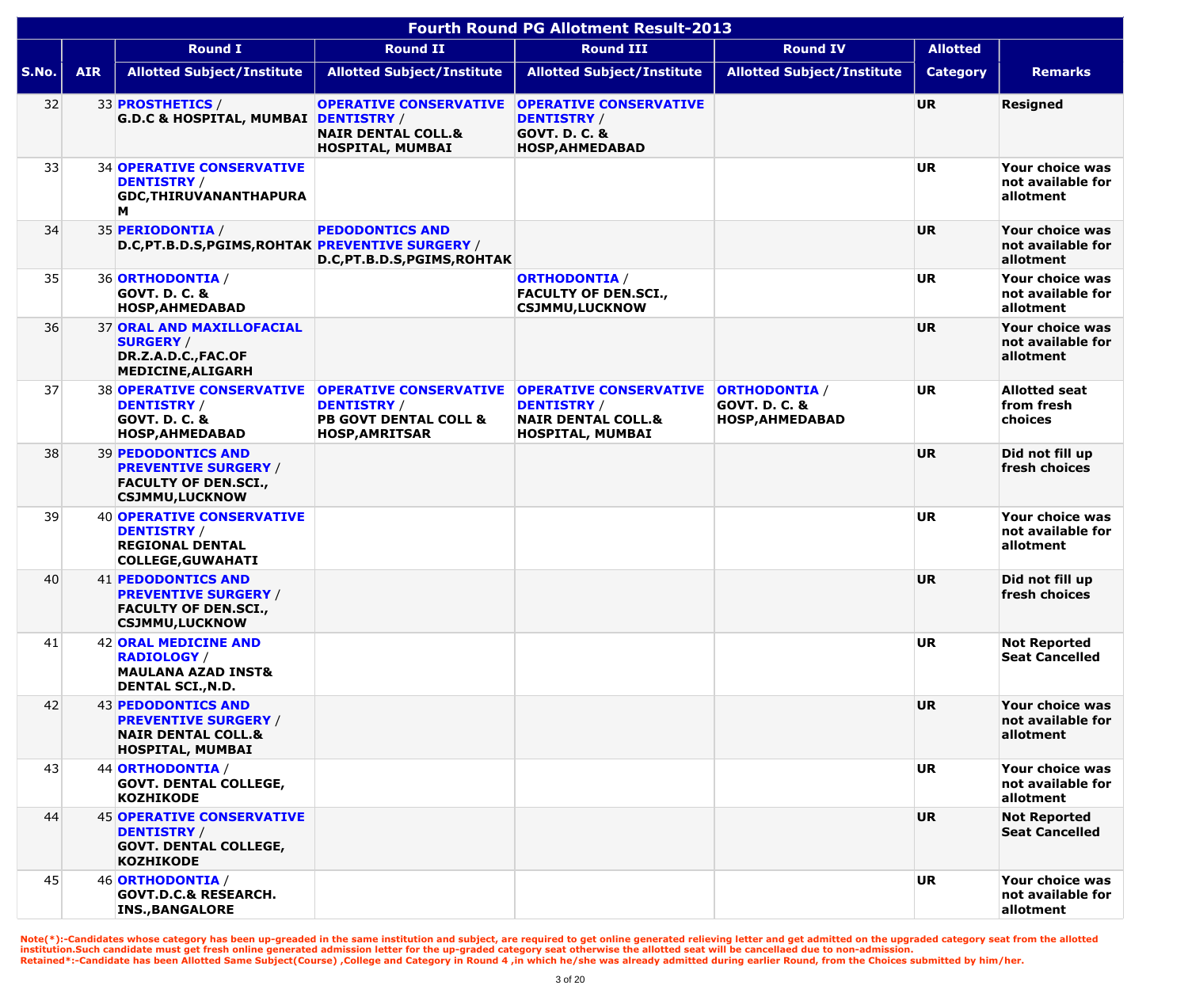# Fourth Round PG Allotment Result-2013

| S.No. | AIR | Round I Allotted Subject/Institute | Round II Allotted Subject/Institute | Round III Allotted Subject/Institute | Round IV Allotted Subject/Institute | Allotted Category | Remarks |
|---|---|---|---|---|---|---|---|
| 32 | 33 | **PROSTHETICS / G.D.C & HOSPITAL, MUMBAI** | **OPERATIVE CONSERVATIVE DENTISTRY / NAIR DENTAL COLL.& HOSPITAL, MUMBAI** | **OPERATIVE CONSERVATIVE DENTISTRY / GOVT. D. C. & HOSP,AHMEDABAD** | | **UR** | **Resigned** |
| 33 | 34 | **OPERATIVE CONSERVATIVE DENTISTRY / GDC,THIRUVANANTHAPURAM** | | | | **UR** | **Your choice was not available for allotment** |
| 34 | 35 | **PERIODONTIA / D.C,PT.B.D.S,PGIMS,ROHTAK** | **PEDODONTICS AND PREVENTIVE SURGERY / D.C,PT.B.D.S,PGIMS,ROHTAK** | | | **UR** | **Your choice was not available for allotment** |
| 35 | 36 | **ORTHODONTIA / GOVT. D. C. & HOSP,AHMEDABAD** | | **ORTHODONTIA / FACULTY OF DEN.SCI., CSJMMU,LUCKNOW** | | **UR** | **Your choice was not available for allotment** |
| 36 | 37 | **ORAL AND MAXILLOFACIAL SURGERY / DR.Z.A.D.C.,FAC.OF MEDICINE,ALIGARH** | | | | **UR** | **Your choice was not available for allotment** |
| 37 | 38 | **OPERATIVE CONSERVATIVE DENTISTRY / GOVT. D. C. & HOSP,AHMEDABAD** | **OPERATIVE CONSERVATIVE DENTISTRY / PB GOVT DENTAL COLL & HOSP,AMRITSAR** | **OPERATIVE CONSERVATIVE DENTISTRY / NAIR DENTAL COLL.& HOSPITAL, MUMBAI** | **ORTHODONTIA / GOVT. D. C. & HOSP,AHMEDABAD** | **UR** | **Allotted seat from fresh choices** |
| 38 | 39 | **PEDODONTICS AND PREVENTIVE SURGERY / FACULTY OF DEN.SCI., CSJMMU,LUCKNOW** | | | | **UR** | **Did not fill up fresh choices** |
| 39 | 40 | **OPERATIVE CONSERVATIVE DENTISTRY / REGIONAL DENTAL COLLEGE,GUWAHATI** | | | | **UR** | **Your choice was not available for allotment** |
| 40 | 41 | **PEDODONTICS AND PREVENTIVE SURGERY / FACULTY OF DEN.SCI., CSJMMU,LUCKNOW** | | | | **UR** | **Did not fill up fresh choices** |
| 41 | 42 | **ORAL MEDICINE AND RADIOLOGY / MAULANA AZAD INST& DENTAL SCI.,N.D.** | | | | **UR** | **Not Reported Seat Cancelled** |
| 42 | 43 | **PEDODONTICS AND PREVENTIVE SURGERY / NAIR DENTAL COLL.& HOSPITAL, MUMBAI** | | | | **UR** | **Your choice was not available for allotment** |
| 43 | 44 | **ORTHODONTIA / GOVT. DENTAL COLLEGE, KOZHIKODE** | | | | **UR** | **Your choice was not available for allotment** |
| 44 | 45 | **OPERATIVE CONSERVATIVE DENTISTRY / GOVT. DENTAL COLLEGE, KOZHIKODE** | | | | **UR** | **Not Reported Seat Cancelled** |
| 45 | 46 | **ORTHODONTIA / GOVT.D.C.& RESEARCH. INS.,BANGALORE** | | | | **UR** | **Your choice was not available for allotment** |

**Note(*):-Candidates whose category has been up-greaded in the same institution and subject, are required to get online generated relieving letter and get admitted on the upgraded category seat from the allotted institution.Such candidate must get fresh online generated admission letter for the up-graded category seat otherwise the allotted seat will be cancellaed due to non-admission.**
**Retained*:-Candidate has been Allotted Same Subject(Course) ,College and Category in Round 4 ,in which he/she was already admitted during earlier Round, from the Choices submitted by him/her.**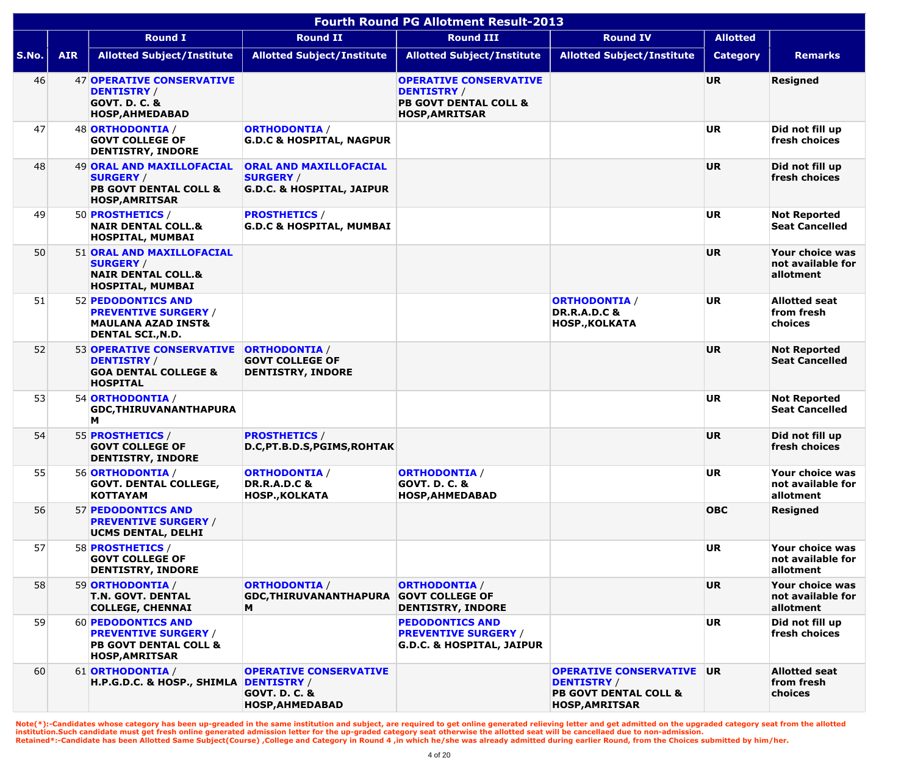# Fourth Round PG Allotment Result-2013

| S.No. | AIR | Round I | Round II | Round III | Round IV | Allotted | Remarks |
|---|---|---|---|---|---|---|---|
| | | Allotted Subject/Institute | Allotted Subject/Institute | Allotted Subject/Institute | Allotted Subject/Institute | Category | |
| 46 | 47 | **OPERATIVE CONSERVATIVE DENTISTRY** / GOVT. D. C. & HOSP,AHMEDABAD | | **OPERATIVE CONSERVATIVE DENTISTRY** / PB GOVT DENTAL COLL & HOSP,AMRITSAR | | UR | Resigned |
| 47 | 48 | **ORTHODONTIA** / GOVT COLLEGE OF DENTISTRY, INDORE | **ORTHODONTIA** / G.D.C & HOSPITAL, NAGPUR | | | UR | Did not fill up fresh choices |
| 48 | 49 | **ORAL AND MAXILLOFACIAL SURGERY** / PB GOVT DENTAL COLL & HOSP,AMRITSAR | **ORAL AND MAXILLOFACIAL SURGERY** / G.D.C. & HOSPITAL, JAIPUR | | | UR | Did not fill up fresh choices |
| 49 | 50 | **PROSTHETICS** / NAIR DENTAL COLL.& HOSPITAL, MUMBAI | **PROSTHETICS** / G.D.C & HOSPITAL, MUMBAI | | | UR | Not Reported Seat Cancelled |
| 50 | 51 | **ORAL AND MAXILLOFACIAL SURGERY** / NAIR DENTAL COLL.& HOSPITAL, MUMBAI | | | | UR | Your choice was not available for allotment |
| 51 | 52 | **PEDODONTICS AND PREVENTIVE SURGERY** / MAULANA AZAD INST& DENTAL SCI.,N.D. | | | **ORTHODONTIA** / DR.R.A.D.C & HOSP.,KOLKATA | UR | Allotted seat from fresh choices |
| 52 | 53 | **OPERATIVE CONSERVATIVE DENTISTRY** / GOA DENTAL COLLEGE & HOSPITAL | **ORTHODONTIA** / GOVT COLLEGE OF DENTISTRY, INDORE | | | UR | Not Reported Seat Cancelled |
| 53 | 54 | **ORTHODONTIA** / GDC,THIRUVANANTHAPURAM | | | | UR | Not Reported Seat Cancelled |
| 54 | 55 | **PROSTHETICS** / GOVT COLLEGE OF DENTISTRY, INDORE | **PROSTHETICS** / D.C,PT.B.D.S,PGIMS,ROHTAK | | | UR | Did not fill up fresh choices |
| 55 | 56 | **ORTHODONTIA** / GOVT. DENTAL COLLEGE, KOTTAYAM | **ORTHODONTIA** / DR.R.A.D.C & HOSP.,KOLKATA | **ORTHODONTIA** / GOVT. D. C. & HOSP,AHMEDABAD | | UR | Your choice was not available for allotment |
| 56 | 57 | **PEDODONTICS AND PREVENTIVE SURGERY** / UCMS DENTAL, DELHI | | | | OBC | Resigned |
| 57 | 58 | **PROSTHETICS** / GOVT COLLEGE OF DENTISTRY, INDORE | | | | UR | Your choice was not available for allotment |
| 58 | 59 | **ORTHODONTIA** / T.N. GOVT. DENTAL COLLEGE, CHENNAI | **ORTHODONTIA** / GDC,THIRUVANANTHAPURAM | **ORTHODONTIA** / GOVT COLLEGE OF DENTISTRY, INDORE | | UR | Your choice was not available for allotment |
| 59 | 60 | **PEDODONTICS AND PREVENTIVE SURGERY** / PB GOVT DENTAL COLL & HOSP,AMRITSAR | | **PEDODONTICS AND PREVENTIVE SURGERY** / G.D.C. & HOSPITAL, JAIPUR | | UR | Did not fill up fresh choices |
| 60 | 61 | **ORTHODONTIA** / H.P.G.D.C. & HOSP., SHIMLA | **OPERATIVE CONSERVATIVE DENTISTRY** / GOVT. D. C. & HOSP,AHMEDABAD | | **OPERATIVE CONSERVATIVE DENTISTRY** / PB GOVT DENTAL COLL & HOSP,AMRITSAR | UR | Allotted seat from fresh choices |

**Note(*):-Candidates whose category has been up-greaded in the same institution and subject, are required to get online generated relieving letter and get admitted on the upgraded category seat from the allotted institution.Such candidate must get fresh online generated admission letter for the up-graded category seat otherwise the allotted seat will be cancellaed due to non-admission.**
**Retained*:-Candidate has been Allotted Same Subject(Course) ,College and Category in Round 4 ,in which he/she was already admitted during earlier Round, from the Choices submitted by him/her.**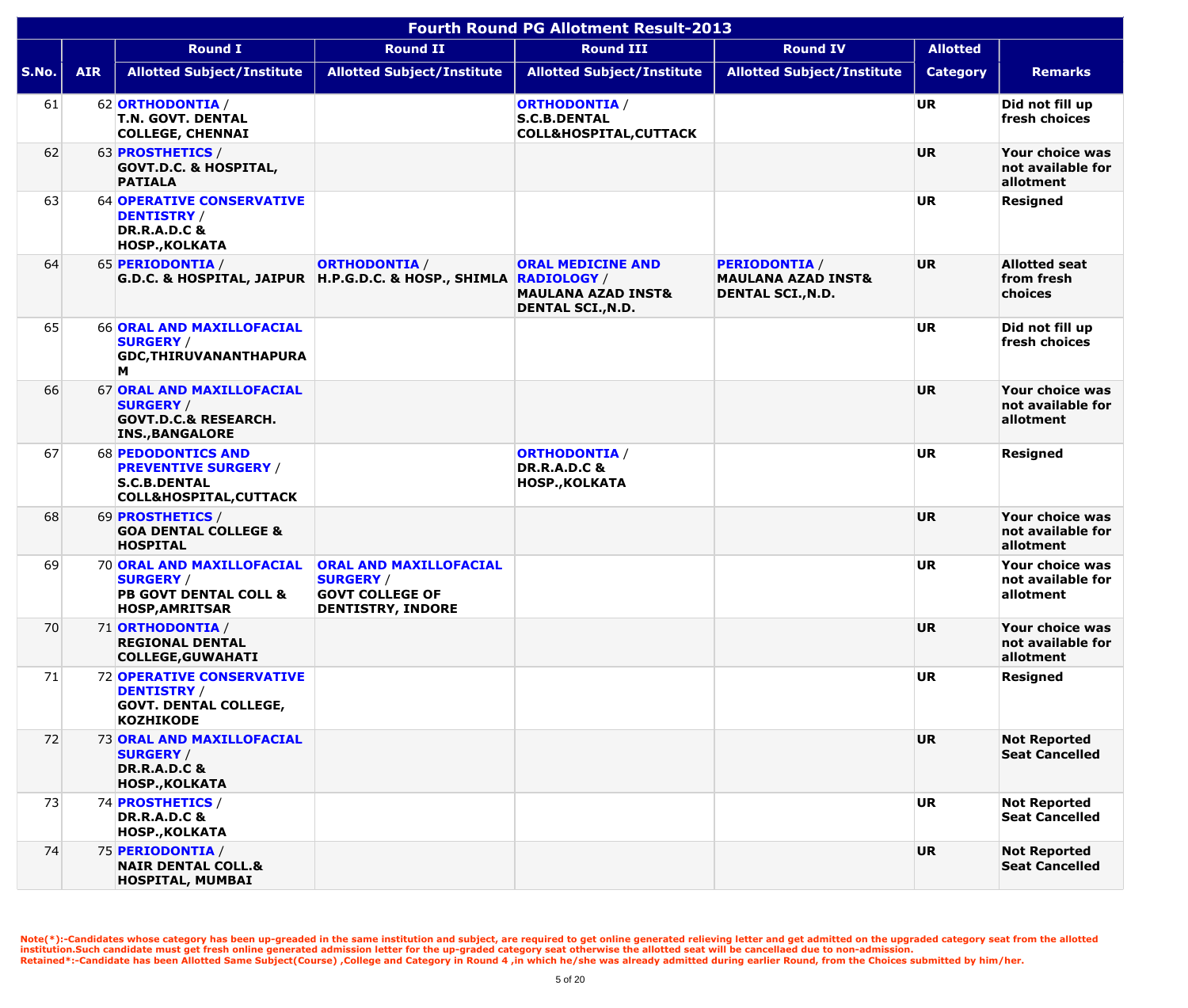| Fourth Round PG Allotment Result-2013 | | | | | | | |
|---|---|---|---|---|---|---|---|
| | | Round I | Round II | Round III | Round IV | Allotted | |
| S.No. | AIR | Allotted Subject/Institute | Allotted Subject/Institute | Allotted Subject/Institute | Allotted Subject/Institute | Category | Remarks |
| 61 | 62 | **ORTHODONTIA** / T.N. GOVT. DENTAL COLLEGE, CHENNAI | | **ORTHODONTIA** / S.C.B.DENTAL COLL&HOSPITAL,CUTTACK | | UR | Did not fill up fresh choices |
| 62 | 63 | **PROSTHETICS** / GOVT.D.C. & HOSPITAL, PATIALA | | | | UR | Your choice was not available for allotment |
| 63 | 64 | **OPERATIVE CONSERVATIVE DENTISTRY** / DR.R.A.D.C & HOSP.,KOLKATA | | | | UR | Resigned |
| 64 | 65 | **PERIODONTIA** / G.D.C. & HOSPITAL, JAIPUR | **ORTHODONTIA** / H.P.G.D.C. & HOSP., SHIMLA | **ORAL MEDICINE AND RADIOLOGY** / MAULANA AZAD INST& DENTAL SCI.,N.D. | **PERIODONTIA** / MAULANA AZAD INST& DENTAL SCI.,N.D. | UR | Allotted seat from fresh choices |
| 65 | 66 | **ORAL AND MAXILLOFACIAL SURGERY** / GDC,THIRUVANANTHAPURAM | | | | UR | Did not fill up fresh choices |
| 66 | 67 | **ORAL AND MAXILLOFACIAL SURGERY** / GOVT.D.C.& RESEARCH. INS.,BANGALORE | | | | UR | Your choice was not available for allotment |
| 67 | 68 | **PEDODONTICS AND PREVENTIVE SURGERY** / S.C.B.DENTAL COLL&HOSPITAL,CUTTACK | | **ORTHODONTIA** / DR.R.A.D.C & HOSP.,KOLKATA | | UR | Resigned |
| 68 | 69 | **PROSTHETICS** / GOA DENTAL COLLEGE & HOSPITAL | | | | UR | Your choice was not available for allotment |
| 69 | 70 | **ORAL AND MAXILLOFACIAL SURGERY** / PB GOVT DENTAL COLL & HOSP,AMRITSAR | **ORAL AND MAXILLOFACIAL SURGERY** / GOVT COLLEGE OF DENTISTRY, INDORE | | | UR | Your choice was not available for allotment |
| 70 | 71 | **ORTHODONTIA** / REGIONAL DENTAL COLLEGE,GUWAHATI | | | | UR | Your choice was not available for allotment |
| 71 | 72 | **OPERATIVE CONSERVATIVE DENTISTRY** / GOVT. DENTAL COLLEGE, KOZHIKODE | | | | UR | Resigned |
| 72 | 73 | **ORAL AND MAXILLOFACIAL SURGERY** / DR.R.A.D.C & HOSP.,KOLKATA | | | | UR | Not Reported Seat Cancelled |
| 73 | 74 | **PROSTHETICS** / DR.R.A.D.C & HOSP.,KOLKATA | | | | UR | Not Reported Seat Cancelled |
| 74 | 75 | **PERIODONTIA** / NAIR DENTAL COLL.& HOSPITAL, MUMBAI | | | | UR | Not Reported Seat Cancelled |

Note(*):-Candidates whose category has been up-greaded in the same institution and subject, are required to get online generated relieving letter and get admitted on the upgraded category seat from the allotted institution.Such candidate must get fresh online generated admission letter for the up-graded category seat otherwise the allotted seat will be cancellaed due to non-admission.
Retained*:-Candidate has been Allotted Same Subject(Course) ,College and Category in Round 4 ,in which he/she was already admitted during earlier Round, from the Choices submitted by him/her.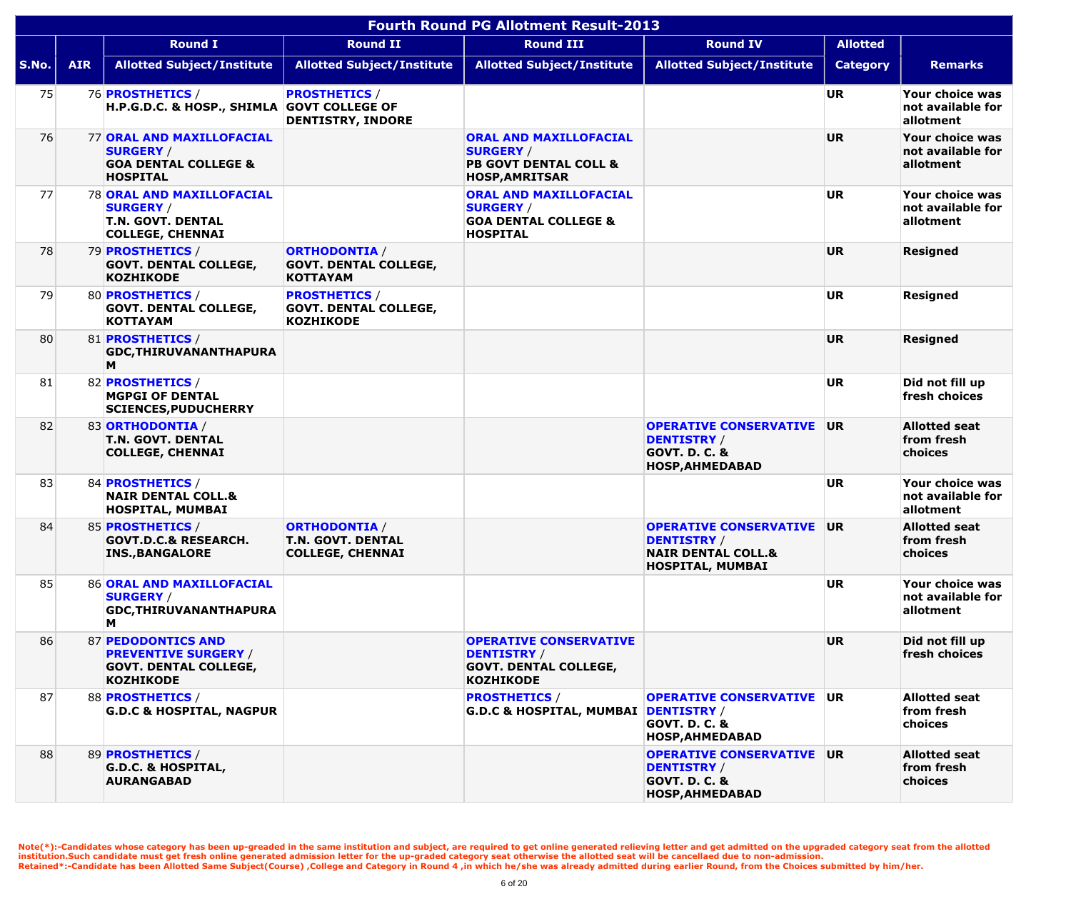| Fourth Round PG Allotment Result-2013 | | | | | | | |
|---|---|---|---|---|---|---|---|
| | | Round I | Round II | Round III | Round IV | Allotted | |
| S.No. | AIR | Allotted Subject/Institute | Allotted Subject/Institute | Allotted Subject/Institute | Allotted Subject/Institute | Category | Remarks |
| 75 | 76 | **PROSTHETICS** / **H.P.G.D.C. & HOSP., SHIMLA** | **PROSTHETICS** / **GOVT COLLEGE OF DENTISTRY, INDORE** | | | **UR** | **Your choice was not available for allotment** |
| 76 | 77 | **ORAL AND MAXILLOFACIAL SURGERY** / **GOA DENTAL COLLEGE & HOSPITAL** | | **ORAL AND MAXILLOFACIAL SURGERY** / **PB GOVT DENTAL COLL & HOSP,AMRITSAR** | | **UR** | **Your choice was not available for allotment** |
| 77 | 78 | **ORAL AND MAXILLOFACIAL SURGERY** / **T.N. GOVT. DENTAL COLLEGE, CHENNAI** | | **ORAL AND MAXILLOFACIAL SURGERY** / **GOA DENTAL COLLEGE & HOSPITAL** | | **UR** | **Your choice was not available for allotment** |
| 78 | 79 | **PROSTHETICS** / **GOVT. DENTAL COLLEGE, KOZHIKODE** | **ORTHODONTIA** / **GOVT. DENTAL COLLEGE, KOTTAYAM** | | | **UR** | **Resigned** |
| 79 | 80 | **PROSTHETICS** / **GOVT. DENTAL COLLEGE, KOTTAYAM** | **PROSTHETICS** / **GOVT. DENTAL COLLEGE, KOZHIKODE** | | | **UR** | **Resigned** |
| 80 | 81 | **PROSTHETICS** / **GDC,THIRUVANANTHAPURAM** | | | | **UR** | **Resigned** |
| 81 | 82 | **PROSTHETICS** / **MGPGI OF DENTAL SCIENCES,PUDUCHERRY** | | | | **UR** | **Did not fill up fresh choices** |
| 82 | 83 | **ORTHODONTIA** / **T.N. GOVT. DENTAL COLLEGE, CHENNAI** | | | **OPERATIVE CONSERVATIVE DENTISTRY** / **GOVT. D. C. & HOSP,AHMEDABAD** | **UR** | **Allotted seat from fresh choices** |
| 83 | 84 | **PROSTHETICS** / **NAIR DENTAL COLL.& HOSPITAL, MUMBAI** | | | | **UR** | **Your choice was not available for allotment** |
| 84 | 85 | **PROSTHETICS** / **GOVT.D.C.& RESEARCH. INS.,BANGALORE** | **ORTHODONTIA** / **T.N. GOVT. DENTAL COLLEGE, CHENNAI** | | **OPERATIVE CONSERVATIVE DENTISTRY** / **NAIR DENTAL COLL.& HOSPITAL, MUMBAI** | **UR** | **Allotted seat from fresh choices** |
| 85 | 86 | **ORAL AND MAXILLOFACIAL SURGERY** / **GDC,THIRUVANANTHAPURAM** | | | | **UR** | **Your choice was not available for allotment** |
| 86 | 87 | **PEDODONTICS AND PREVENTIVE SURGERY** / **GOVT. DENTAL COLLEGE, KOZHIKODE** | | **OPERATIVE CONSERVATIVE DENTISTRY** / **GOVT. DENTAL COLLEGE, KOZHIKODE** | | **UR** | **Did not fill up fresh choices** |
| 87 | 88 | **PROSTHETICS** / **G.D.C & HOSPITAL, NAGPUR** | | **PROSTHETICS** / **G.D.C & HOSPITAL, MUMBAI** | **OPERATIVE CONSERVATIVE DENTISTRY** / **GOVT. D. C. & HOSP,AHMEDABAD** | **UR** | **Allotted seat from fresh choices** |
| 88 | 89 | **PROSTHETICS** / **G.D.C. & HOSPITAL, AURANGABAD** | | | **OPERATIVE CONSERVATIVE DENTISTRY** / **GOVT. D. C. & HOSP,AHMEDABAD** | **UR** | **Allotted seat from fresh choices** |

**Note(*):-Candidates whose category has been up-greaded in the same institution and subject, are required to get online generated relieving letter and get admitted on the upgraded category seat from the allotted institution.Such candidate must get fresh online generated admission letter for the up-graded category seat otherwise the allotted seat will be cancellaed due to non-admission.**
**Retained*:-Candidate has been Allotted Same Subject(Course) ,College and Category in Round 4 ,in which he/she was already admitted during earlier Round, from the Choices submitted by him/her.**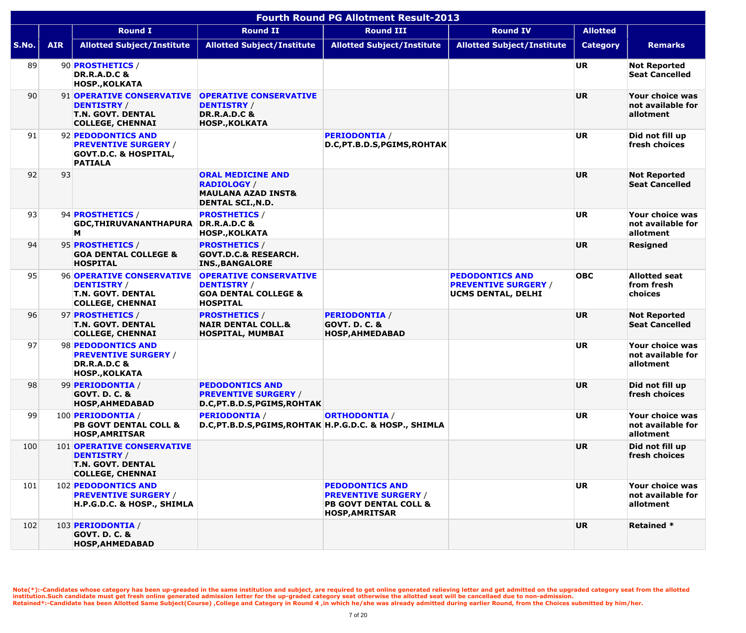# Fourth Round PG Allotment Result-2013

| S.No. | AIR | Round I | Round II | Round III | Round IV | Allotted | Remarks |
|---|---|---|---|---|---|---|---|
| | | Allotted Subject/Institute | Allotted Subject/Institute | Allotted Subject/Institute | Allotted Subject/Institute | Category | |
| 89 | 90 | PROSTHETICS / DR.R.A.D.C & HOSP.,KOLKATA | | | | UR | Not Reported Seat Cancelled |
| 90 | 91 | OPERATIVE CONSERVATIVE DENTISTRY / T.N. GOVT. DENTAL COLLEGE, CHENNAI | OPERATIVE CONSERVATIVE DENTISTRY / DR.R.A.D.C & HOSP.,KOLKATA | | | UR | Your choice was not available for allotment |
| 91 | 92 | PEDODONTICS AND PREVENTIVE SURGERY / GOVT.D.C. & HOSPITAL, PATIALA | | PERIODONTIA / D.C,PT.B.D.S,PGIMS,ROHTAK | | UR | Did not fill up fresh choices |
| 92 | 93 | | ORAL MEDICINE AND RADIOLOGY / MAULANA AZAD INST& DENTAL SCI.,N.D. | | | UR | Not Reported Seat Cancelled |
| 93 | 94 | PROSTHETICS / GDC,THIRUVANANTHAPURAM | PROSTHETICS / DR.R.A.D.C & HOSP.,KOLKATA | | | UR | Your choice was not available for allotment |
| 94 | 95 | PROSTHETICS / GOA DENTAL COLLEGE & HOSPITAL | PROSTHETICS / GOVT.D.C.& RESEARCH. INS.,BANGALORE | | | UR | Resigned |
| 95 | 96 | OPERATIVE CONSERVATIVE DENTISTRY / T.N. GOVT. DENTAL COLLEGE, CHENNAI | OPERATIVE CONSERVATIVE DENTISTRY / GOA DENTAL COLLEGE & HOSPITAL | | PEDODONTICS AND PREVENTIVE SURGERY / UCMS DENTAL, DELHI | OBC | Allotted seat from fresh choices |
| 96 | 97 | PROSTHETICS / T.N. GOVT. DENTAL COLLEGE, CHENNAI | PROSTHETICS / NAIR DENTAL COLL.& HOSPITAL, MUMBAI | PERIODONTIA / GOVT. D. C. & HOSP,AHMEDABAD | | UR | Not Reported Seat Cancelled |
| 97 | 98 | PEDODONTICS AND PREVENTIVE SURGERY / DR.R.A.D.C & HOSP.,KOLKATA | | | | UR | Your choice was not available for allotment |
| 98 | 99 | PERIODONTIA / GOVT. D. C. & HOSP,AHMEDABAD | PEDODONTICS AND PREVENTIVE SURGERY / D.C,PT.B.D.S,PGIMS,ROHTAK | | | UR | Did not fill up fresh choices |
| 99 | 100 | PERIODONTIA / PB GOVT DENTAL COLL & HOSP,AMRITSAR | PERIODONTIA / D.C,PT.B.D.S,PGIMS,ROHTAK | ORTHODONTIA / H.P.G.D.C. & HOSP., SHIMLA | | UR | Your choice was not available for allotment |
| 100 | 101 | OPERATIVE CONSERVATIVE DENTISTRY / T.N. GOVT. DENTAL COLLEGE, CHENNAI | | | | UR | Did not fill up fresh choices |
| 101 | 102 | PEDODONTICS AND PREVENTIVE SURGERY / H.P.G.D.C. & HOSP., SHIMLA | | PEDODONTICS AND PREVENTIVE SURGERY / PB GOVT DENTAL COLL & HOSP,AMRITSAR | | UR | Your choice was not available for allotment |
| 102 | 103 | PERIODONTIA / GOVT. D. C. & HOSP,AHMEDABAD | | | | UR | Retained * |

Note(*):-Candidates whose category has been up-greaded in the same institution and subject, are required to get online generated relieving letter and get admitted on the upgraded category seat from the allotted institution.Such candidate must get fresh online generated admission letter for the up-graded category seat otherwise the allotted seat will be cancellaed due to non-admission.
Retained*:-Candidate has been Allotted Same Subject(Course) ,College and Category in Round 4 ,in which he/she was already admitted during earlier Round, from the Choices submitted by him/her.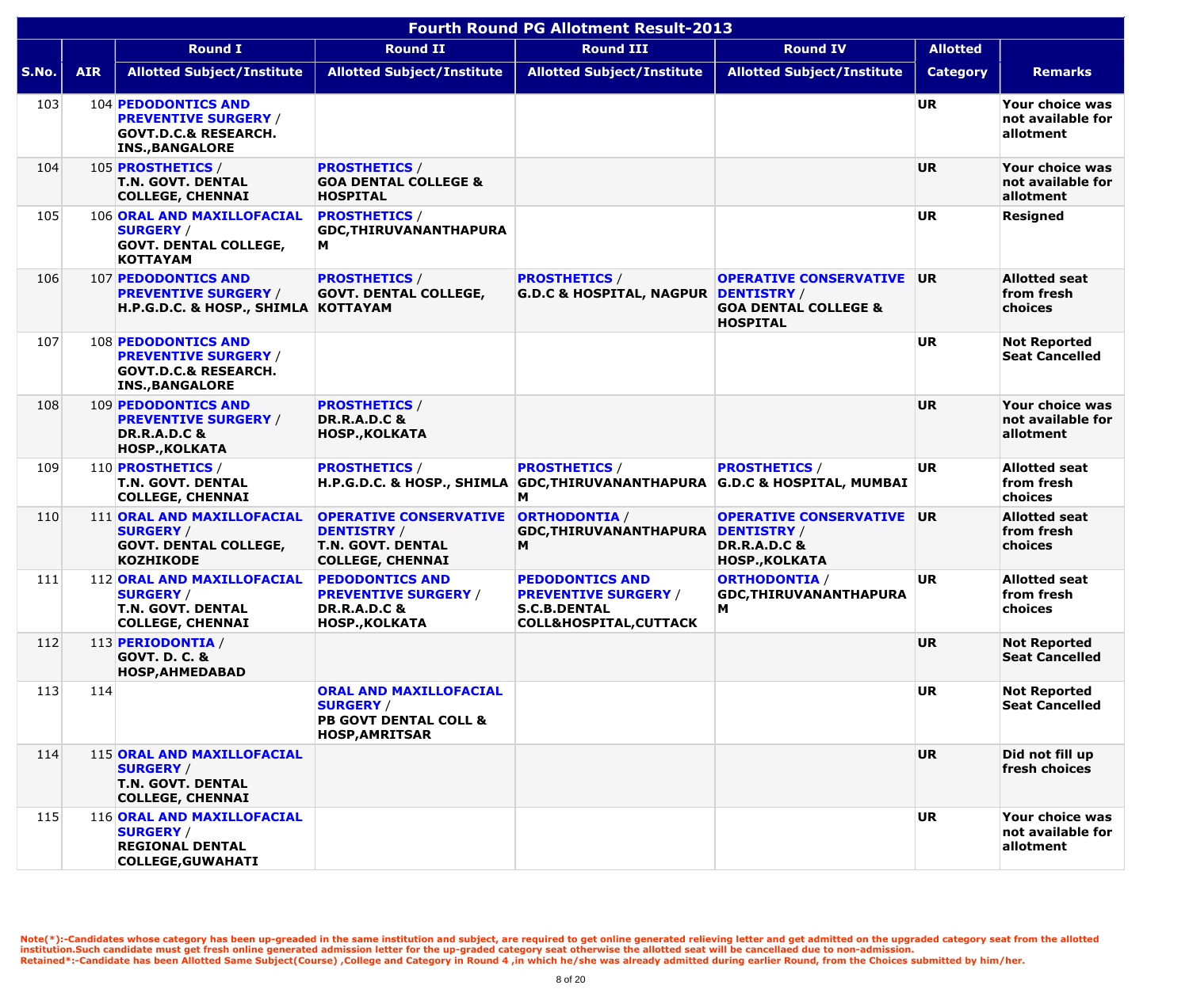# Fourth Round PG Allotment Result-2013

| S.No. | AIR | Round I | Round II | Round III | Round IV | Allotted | Remarks |
|---|---|---|---|---|---|---|---|
| | | Allotted Subject/Institute | Allotted Subject/Institute | Allotted Subject/Institute | Allotted Subject/Institute | Category | |
| 103 | 104 | **PEDODONTICS AND PREVENTIVE SURGERY** / GOVT.D.C.& RESEARCH. INS.,BANGALORE | | | | UR | Your choice was not available for allotment |
| 104 | 105 | **PROSTHETICS** / T.N. GOVT. DENTAL COLLEGE, CHENNAI | **PROSTHETICS** / GOA DENTAL COLLEGE & HOSPITAL | | | UR | Your choice was not available for allotment |
| 105 | 106 | **ORAL AND MAXILLOFACIAL SURGERY** / GOVT. DENTAL COLLEGE, KOTTAYAM | **PROSTHETICS** / GDC,THIRUVANANTHAPURAM | | | UR | Resigned |
| 106 | 107 | **PEDODONTICS AND PREVENTIVE SURGERY** / H.P.G.D.C. & HOSP., SHIMLA | **PROSTHETICS** / GOVT. DENTAL COLLEGE, KOTTAYAM | **PROSTHETICS** / G.D.C & HOSPITAL, NAGPUR | **OPERATIVE CONSERVATIVE DENTISTRY** / GOA DENTAL COLLEGE & HOSPITAL | UR | Allotted seat from fresh choices |
| 107 | 108 | **PEDODONTICS AND PREVENTIVE SURGERY** / GOVT.D.C.& RESEARCH. INS.,BANGALORE | | | | UR | Not Reported Seat Cancelled |
| 108 | 109 | **PEDODONTICS AND PREVENTIVE SURGERY** / DR.R.A.D.C & HOSP.,KOLKATA | **PROSTHETICS** / DR.R.A.D.C & HOSP.,KOLKATA | | | UR | Your choice was not available for allotment |
| 109 | 110 | **PROSTHETICS** / T.N. GOVT. DENTAL COLLEGE, CHENNAI | **PROSTHETICS** / H.P.G.D.C. & HOSP., SHIMLA | **PROSTHETICS** / GDC,THIRUVANANTHAPURAM | **PROSTHETICS** / G.D.C & HOSPITAL, MUMBAI | UR | Allotted seat from fresh choices |
| 110 | 111 | **ORAL AND MAXILLOFACIAL SURGERY** / GOVT. DENTAL COLLEGE, KOZHIKODE | **OPERATIVE CONSERVATIVE DENTISTRY** / T.N. GOVT. DENTAL COLLEGE, CHENNAI | **ORTHODONTIA** / GDC,THIRUVANANTHAPURAM | **OPERATIVE CONSERVATIVE DENTISTRY** / DR.R.A.D.C & HOSP.,KOLKATA | UR | Allotted seat from fresh choices |
| 111 | 112 | **ORAL AND MAXILLOFACIAL SURGERY** / T.N. GOVT. DENTAL COLLEGE, CHENNAI | **PEDODONTICS AND PREVENTIVE SURGERY** / DR.R.A.D.C & HOSP.,KOLKATA | **PEDODONTICS AND PREVENTIVE SURGERY** / S.C.B.DENTAL COLL&HOSPITAL,CUTTACK | **ORTHODONTIA** / GDC,THIRUVANANTHAPURAM | UR | Allotted seat from fresh choices |
| 112 | 113 | **PERIODONTIA** / GOVT. D. C. & HOSP,AHMEDABAD | | | | UR | Not Reported Seat Cancelled |
| 113 | 114 | | **ORAL AND MAXILLOFACIAL SURGERY** / PB GOVT DENTAL COLL & HOSP,AMRITSAR | | | UR | Not Reported Seat Cancelled |
| 114 | 115 | **ORAL AND MAXILLOFACIAL SURGERY** / T.N. GOVT. DENTAL COLLEGE, CHENNAI | | | | UR | Did not fill up fresh choices |
| 115 | 116 | **ORAL AND MAXILLOFACIAL SURGERY** / REGIONAL DENTAL COLLEGE,GUWAHATI | | | | UR | Your choice was not available for allotment |

Note(*):-Candidates whose category has been up-greaded in the same institution and subject, are required to get online generated relieving letter and get admitted on the upgraded category seat from the allotted institution.Such candidate must get fresh online generated admission letter for the up-graded category seat otherwise the allotted seat will be cancellaed due to non-admission.
Retained*:-Candidate has been Allotted Same Subject(Course) ,College and Category in Round 4 ,in which he/she was already admitted during earlier Round, from the Choices submitted by him/her.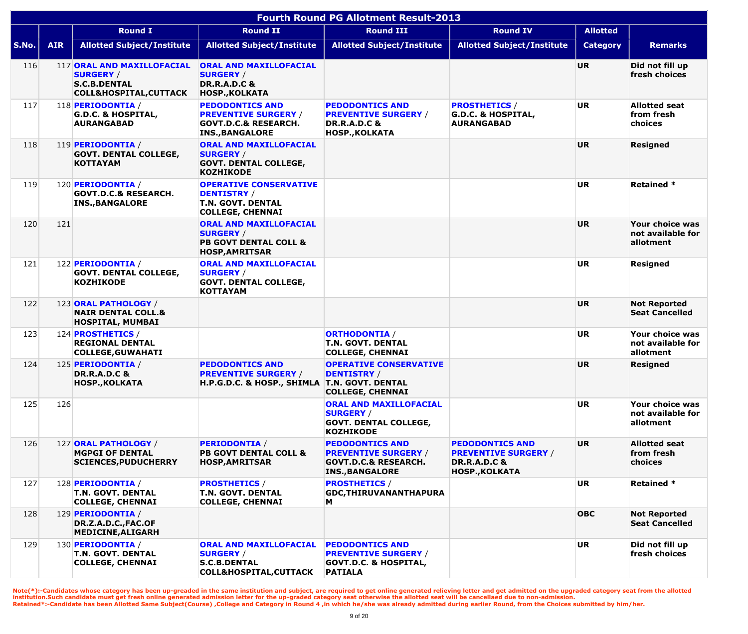# Fourth Round PG Allotment Result-2013

| S.No. | AIR | Round I Allotted Subject/Institute | Round II Allotted Subject/Institute | Round III Allotted Subject/Institute | Round IV Allotted Subject/Institute | Allotted Category | Remarks |
|---|---|---|---|---|---|---|---|
| 116 | 117 | **ORAL AND MAXILLOFACIAL SURGERY** / S.C.B.DENTAL COLL&HOSPITAL,CUTTACK | **ORAL AND MAXILLOFACIAL SURGERY** / DR.R.A.D.C & HOSP.,KOLKATA | | | UR | Did not fill up fresh choices |
| 117 | 118 | **PERIODONTIA** / G.D.C. & HOSPITAL, AURANGABAD | **PEDODONTICS AND PREVENTIVE SURGERY** / GOVT.D.C.& RESEARCH. INS.,BANGALORE | **PEDODONTICS AND PREVENTIVE SURGERY** / DR.R.A.D.C & HOSP.,KOLKATA | **PROSTHETICS** / G.D.C. & HOSPITAL, AURANGABAD | UR | Allotted seat from fresh choices |
| 118 | 119 | **PERIODONTIA** / GOVT. DENTAL COLLEGE, KOTTAYAM | **ORAL AND MAXILLOFACIAL SURGERY** / GOVT. DENTAL COLLEGE, KOZHIKODE | | | UR | Resigned |
| 119 | 120 | **PERIODONTIA** / GOVT.D.C.& RESEARCH. INS.,BANGALORE | **OPERATIVE CONSERVATIVE DENTISTRY** / T.N. GOVT. DENTAL COLLEGE, CHENNAI | | | UR | Retained * |
| 120 | 121 | | **ORAL AND MAXILLOFACIAL SURGERY** / PB GOVT DENTAL COLL & HOSP,AMRITSAR | | | UR | Your choice was not available for allotment |
| 121 | 122 | **PERIODONTIA** / GOVT. DENTAL COLLEGE, KOZHIKODE | **ORAL AND MAXILLOFACIAL SURGERY** / GOVT. DENTAL COLLEGE, KOTTAYAM | | | UR | Resigned |
| 122 | 123 | **ORAL PATHOLOGY** / NAIR DENTAL COLL.& HOSPITAL, MUMBAI | | | | UR | Not Reported Seat Cancelled |
| 123 | 124 | **PROSTHETICS** / REGIONAL DENTAL COLLEGE,GUWAHATI | | **ORTHODONTIA** / T.N. GOVT. DENTAL COLLEGE, CHENNAI | | UR | Your choice was not available for allotment |
| 124 | 125 | **PERIODONTIA** / DR.R.A.D.C & HOSP.,KOLKATA | **PEDODONTICS AND PREVENTIVE SURGERY** / H.P.G.D.C. & HOSP., SHIMLA | **OPERATIVE CONSERVATIVE DENTISTRY** / T.N. GOVT. DENTAL COLLEGE, CHENNAI | | UR | Resigned |
| 125 | 126 | | | **ORAL AND MAXILLOFACIAL SURGERY** / GOVT. DENTAL COLLEGE, KOZHIKODE | | UR | Your choice was not available for allotment |
| 126 | 127 | **ORAL PATHOLOGY** / MGPGI OF DENTAL SCIENCES,PUDUCHERRY | **PERIODONTIA** / PB GOVT DENTAL COLL & HOSP,AMRITSAR | **PEDODONTICS AND PREVENTIVE SURGERY** / GOVT.D.C.& RESEARCH. INS.,BANGALORE | **PEDODONTICS AND PREVENTIVE SURGERY** / DR.R.A.D.C & HOSP.,KOLKATA | UR | Allotted seat from fresh choices |
| 127 | 128 | **PERIODONTIA** / T.N. GOVT. DENTAL COLLEGE, CHENNAI | **PROSTHETICS** / T.N. GOVT. DENTAL COLLEGE, CHENNAI | **PROSTHETICS** / GDC,THIRUVANANTHAPURAM | | UR | Retained * |
| 128 | 129 | **PERIODONTIA** / DR.Z.A.D.C.,FAC.OF MEDICINE,ALIGARH | | | | OBC | Not Reported Seat Cancelled |
| 129 | 130 | **PERIODONTIA** / T.N. GOVT. DENTAL COLLEGE, CHENNAI | **ORAL AND MAXILLOFACIAL SURGERY** / S.C.B.DENTAL COLL&HOSPITAL,CUTTACK | **PEDODONTICS AND PREVENTIVE SURGERY** / GOVT.D.C. & HOSPITAL, PATIALA | | UR | Did not fill up fresh choices |

Note(*):-Candidates whose category has been up-greaded in the same institution and subject, are required to get online generated relieving letter and get admitted on the upgraded category seat from the allotted institution.Such candidate must get fresh online generated admission letter for the up-graded category seat otherwise the allotted seat will be cancellaed due to non-admission.
Retained*:-Candidate has been Allotted Same Subject(Course) ,College and Category in Round 4 ,in which he/she was already admitted during earlier Round, from the Choices submitted by him/her.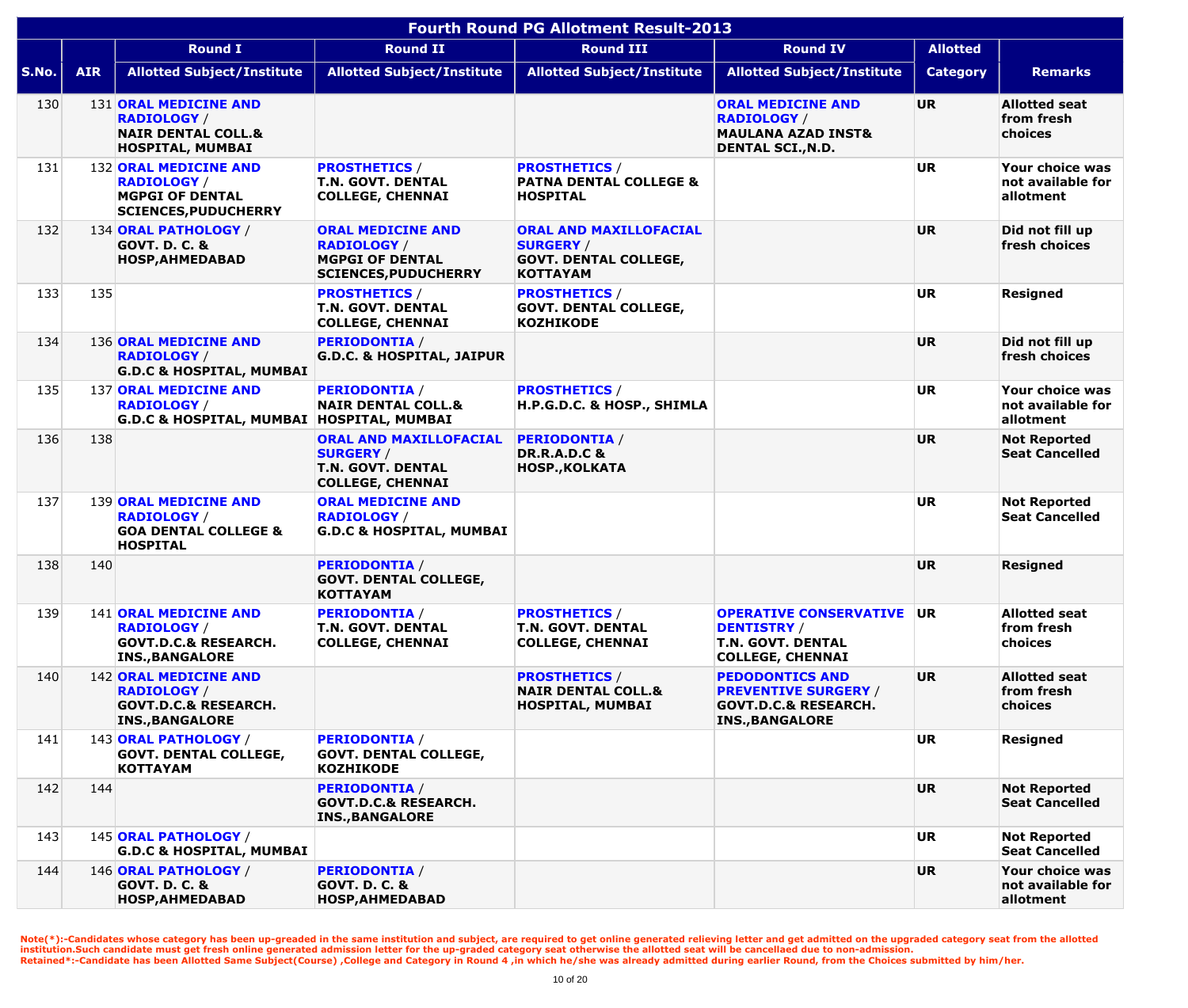# Fourth Round PG Allotment Result-2013

| S.No. | AIR | Round I | Round II | Round III | Round IV | Allotted | Remarks |
|---|---|---|---|---|---|---|---|
| | | Allotted Subject/Institute | Allotted Subject/Institute | Allotted Subject/Institute | Allotted Subject/Institute | Category | |
| 130 | 131 | **ORAL MEDICINE AND RADIOLOGY / NAIR DENTAL COLL.& HOSPITAL, MUMBAI** | | | **ORAL MEDICINE AND RADIOLOGY / MAULANA AZAD INST& DENTAL SCI.,N.D.** | **UR** | **Allotted seat from fresh choices** |
| 131 | 132 | **ORAL MEDICINE AND RADIOLOGY / MGPGI OF DENTAL SCIENCES,PUDUCHERRY** | **PROSTHETICS / T.N. GOVT. DENTAL COLLEGE, CHENNAI** | **PROSTHETICS / PATNA DENTAL COLLEGE & HOSPITAL** | | **UR** | **Your choice was not available for allotment** |
| 132 | 134 | **ORAL PATHOLOGY / GOVT. D. C. & HOSP,AHMEDABAD** | **ORAL MEDICINE AND RADIOLOGY / MGPGI OF DENTAL SCIENCES,PUDUCHERRY** | **ORAL AND MAXILLOFACIAL SURGERY / GOVT. DENTAL COLLEGE, KOTTAYAM** | | **UR** | **Did not fill up fresh choices** |
| 133 | 135 | | **PROSTHETICS / T.N. GOVT. DENTAL COLLEGE, CHENNAI** | **PROSTHETICS / GOVT. DENTAL COLLEGE, KOZHIKODE** | | **UR** | **Resigned** |
| 134 | 136 | **ORAL MEDICINE AND RADIOLOGY / G.D.C & HOSPITAL, MUMBAI** | **PERIODONTIA / G.D.C. & HOSPITAL, JAIPUR** | | | **UR** | **Did not fill up fresh choices** |
| 135 | 137 | **ORAL MEDICINE AND RADIOLOGY / G.D.C & HOSPITAL, MUMBAI** | **PERIODONTIA / NAIR DENTAL COLL.& HOSPITAL, MUMBAI** | **PROSTHETICS / H.P.G.D.C. & HOSP., SHIMLA** | | **UR** | **Your choice was not available for allotment** |
| 136 | 138 | | **ORAL AND MAXILLOFACIAL SURGERY / T.N. GOVT. DENTAL COLLEGE, CHENNAI** | **PERIODONTIA / DR.R.A.D.C & HOSP.,KOLKATA** | | **UR** | **Not Reported Seat Cancelled** |
| 137 | 139 | **ORAL MEDICINE AND RADIOLOGY / GOA DENTAL COLLEGE & HOSPITAL** | **ORAL MEDICINE AND RADIOLOGY / G.D.C & HOSPITAL, MUMBAI** | | | **UR** | **Not Reported Seat Cancelled** |
| 138 | 140 | | **PERIODONTIA / GOVT. DENTAL COLLEGE, KOTTAYAM** | | | **UR** | **Resigned** |
| 139 | 141 | **ORAL MEDICINE AND RADIOLOGY / GOVT.D.C.& RESEARCH. INS.,BANGALORE** | **PERIODONTIA / T.N. GOVT. DENTAL COLLEGE, CHENNAI** | **PROSTHETICS / T.N. GOVT. DENTAL COLLEGE, CHENNAI** | **OPERATIVE CONSERVATIVE DENTISTRY / T.N. GOVT. DENTAL COLLEGE, CHENNAI** | **UR** | **Allotted seat from fresh choices** |
| 140 | 142 | **ORAL MEDICINE AND RADIOLOGY / GOVT.D.C.& RESEARCH. INS.,BANGALORE** | | **PROSTHETICS / NAIR DENTAL COLL.& HOSPITAL, MUMBAI** | **PEDODONTICS AND PREVENTIVE SURGERY / GOVT.D.C.& RESEARCH. INS.,BANGALORE** | **UR** | **Allotted seat from fresh choices** |
| 141 | 143 | **ORAL PATHOLOGY / GOVT. DENTAL COLLEGE, KOTTAYAM** | **PERIODONTIA / GOVT. DENTAL COLLEGE, KOZHIKODE** | | | **UR** | **Resigned** |
| 142 | 144 | | **PERIODONTIA / GOVT.D.C.& RESEARCH. INS.,BANGALORE** | | | **UR** | **Not Reported Seat Cancelled** |
| 143 | 145 | **ORAL PATHOLOGY / G.D.C & HOSPITAL, MUMBAI** | | | | **UR** | **Not Reported Seat Cancelled** |
| 144 | 146 | **ORAL PATHOLOGY / GOVT. D. C. & HOSP,AHMEDABAD** | **PERIODONTIA / GOVT. D. C. & HOSP,AHMEDABAD** | | | **UR** | **Your choice was not available for allotment** |

**Note(*):-Candidates whose category has been up-greaded in the same institution and subject, are required to get online generated relieving letter and get admitted on the upgraded category seat from the allotted institution.Such candidate must get fresh online generated admission letter for the up-graded category seat otherwise the allotted seat will be cancellaed due to non-admission.**
**Retained*:-Candidate has been Allotted Same Subject(Course) ,College and Category in Round 4 ,in which he/she was already admitted during earlier Round, from the Choices submitted by him/her.**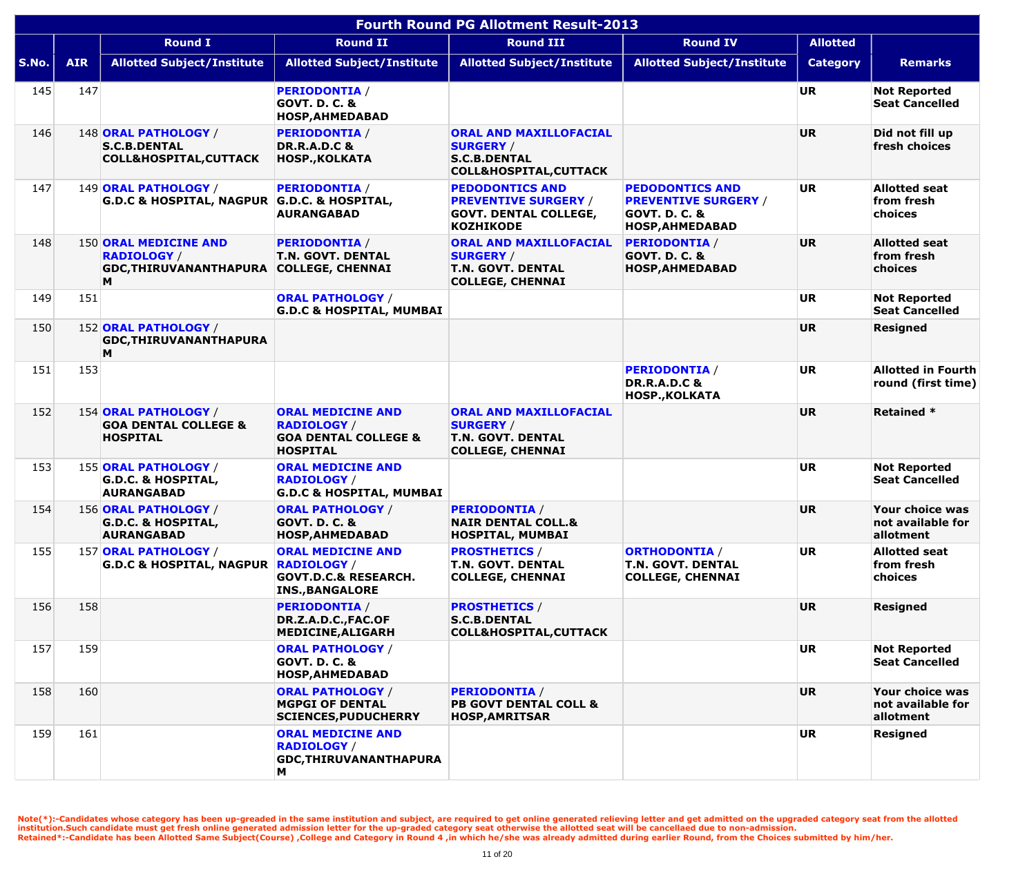# Fourth Round PG Allotment Result-2013

| S.No. | AIR | Round I | Round II | Round III | Round IV | Allotted | Remarks |
|---|---|---|---|---|---|---|---|
| | | Allotted Subject/Institute | Allotted Subject/Institute | Allotted Subject/Institute | Allotted Subject/Institute | Category | |
| 145 | 147 | | PERIODONTIA / GOVT. D. C. & HOSP,AHMEDABAD | | | UR | Not Reported Seat Cancelled |
| 146 | 148 | ORAL PATHOLOGY / S.C.B.DENTAL COLL&HOSPITAL,CUTTACK | PERIODONTIA / DR.R.A.D.C & HOSP.,KOLKATA | ORAL AND MAXILLOFACIAL SURGERY / S.C.B.DENTAL COLL&HOSPITAL,CUTTACK | | UR | Did not fill up fresh choices |
| 147 | 149 | ORAL PATHOLOGY / G.D.C & HOSPITAL, NAGPUR | PERIODONTIA / G.D.C. & HOSPITAL, AURANGABAD | PEDODONTICS AND PREVENTIVE SURGERY / GOVT. DENTAL COLLEGE, KOZHIKODE | PEDODONTICS AND PREVENTIVE SURGERY / GOVT. D. C. & HOSP,AHMEDABAD | UR | Allotted seat from fresh choices |
| 148 | 150 | ORAL MEDICINE AND RADIOLOGY / GDC,THIRUVANANTHAPURAM | PERIODONTIA / T.N. GOVT. DENTAL COLLEGE, CHENNAI | ORAL AND MAXILLOFACIAL SURGERY / T.N. GOVT. DENTAL COLLEGE, CHENNAI | PERIODONTIA / GOVT. D. C. & HOSP,AHMEDABAD | UR | Allotted seat from fresh choices |
| 149 | 151 | | ORAL PATHOLOGY / G.D.C & HOSPITAL, MUMBAI | | | UR | Not Reported Seat Cancelled |
| 150 | 152 | ORAL PATHOLOGY / GDC,THIRUVANANTHAPURAM | | | | UR | Resigned |
| 151 | 153 | | | | PERIODONTIA / DR.R.A.D.C & HOSP.,KOLKATA | UR | Allotted in Fourth round (first time) |
| 152 | 154 | ORAL PATHOLOGY / GOA DENTAL COLLEGE & HOSPITAL | ORAL MEDICINE AND RADIOLOGY / GOA DENTAL COLLEGE & HOSPITAL | ORAL AND MAXILLOFACIAL SURGERY / T.N. GOVT. DENTAL COLLEGE, CHENNAI | | UR | Retained * |
| 153 | 155 | ORAL PATHOLOGY / G.D.C. & HOSPITAL, AURANGABAD | ORAL MEDICINE AND RADIOLOGY / G.D.C & HOSPITAL, MUMBAI | | | UR | Not Reported Seat Cancelled |
| 154 | 156 | ORAL PATHOLOGY / G.D.C. & HOSPITAL, AURANGABAD | ORAL PATHOLOGY / GOVT. D. C. & HOSP,AHMEDABAD | PERIODONTIA / NAIR DENTAL COLL.& HOSPITAL, MUMBAI | | UR | Your choice was not available for allotment |
| 155 | 157 | ORAL PATHOLOGY / G.D.C & HOSPITAL, NAGPUR | ORAL MEDICINE AND RADIOLOGY / GOVT.D.C.& RESEARCH. INS.,BANGALORE | PROSTHETICS / T.N. GOVT. DENTAL COLLEGE, CHENNAI | ORTHODONTIA / T.N. GOVT. DENTAL COLLEGE, CHENNAI | UR | Allotted seat from fresh choices |
| 156 | 158 | | PERIODONTIA / DR.Z.A.D.C.,FAC.OF MEDICINE,ALIGARH | PROSTHETICS / S.C.B.DENTAL COLL&HOSPITAL,CUTTACK | | UR | Resigned |
| 157 | 159 | | ORAL PATHOLOGY / GOVT. D. C. & HOSP,AHMEDABAD | | | UR | Not Reported Seat Cancelled |
| 158 | 160 | | ORAL PATHOLOGY / MGPGI OF DENTAL SCIENCES,PUDUCHERRY | PERIODONTIA / PB GOVT DENTAL COLL & HOSP,AMRITSAR | | UR | Your choice was not available for allotment |
| 159 | 161 | | ORAL MEDICINE AND RADIOLOGY / GDC,THIRUVANANTHAPURAM | | | UR | Resigned |

Note(*):-Candidates whose category has been up-greaded in the same institution and subject, are required to get online generated relieving letter and get admitted on the upgraded category seat from the allotted institution.Such candidate must get fresh online generated admission letter for the up-graded category seat otherwise the allotted seat will be cancellaed due to non-admission.
Retained*:-Candidate has been Allotted Same Subject(Course) ,College and Category in Round 4 ,in which he/she was already admitted during earlier Round, from the Choices submitted by him/her.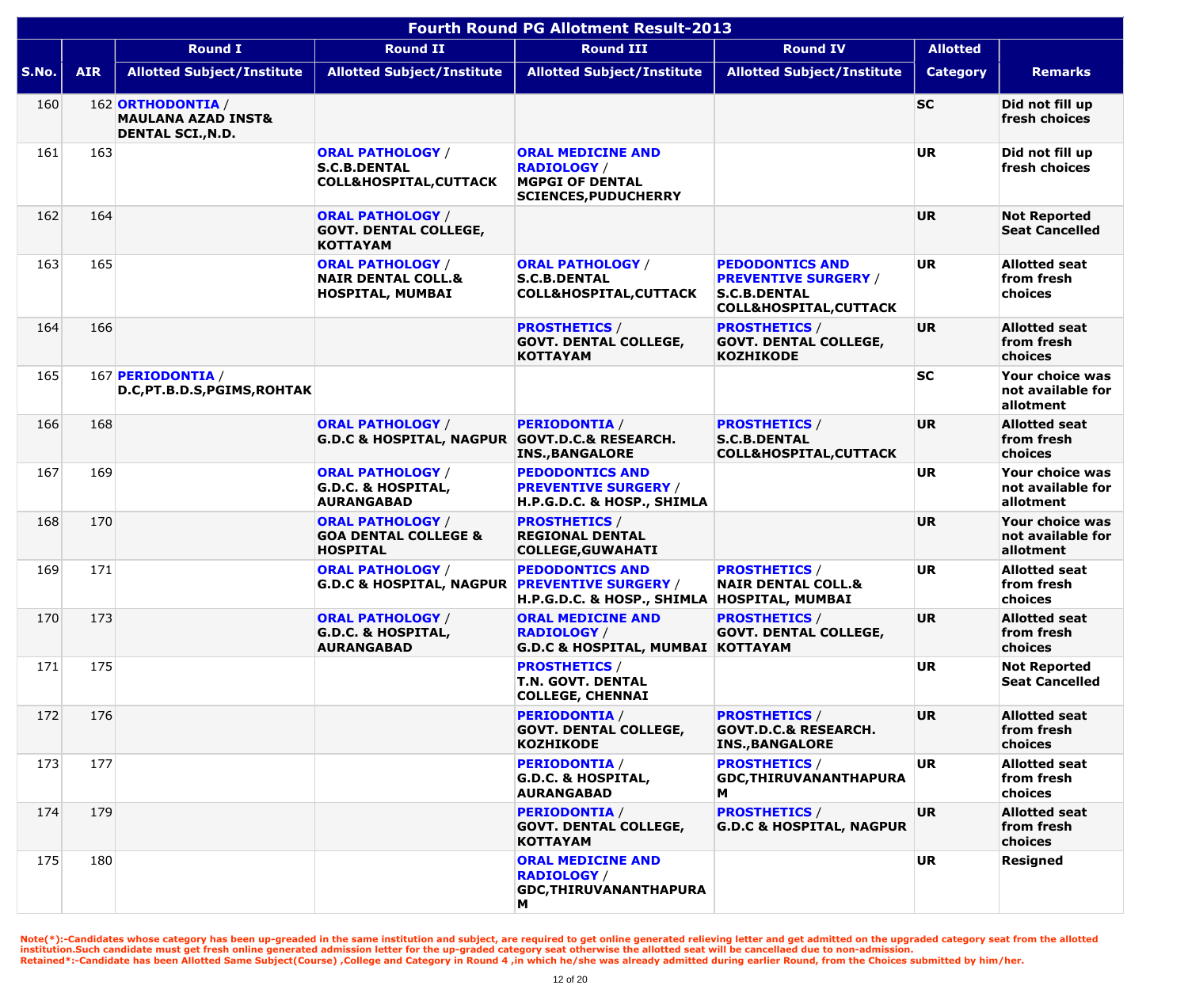# Fourth Round PG Allotment Result-2013

| S.No. | AIR | Round I | Round II | Round III | Round IV | Allotted | Remarks |
|---|---|---|---|---|---|---|---|
| | | Allotted Subject/Institute | Allotted Subject/Institute | Allotted Subject/Institute | Allotted Subject/Institute | Category | |
| 160 | 162 | **ORTHODONTIA** / **MAULANA AZAD INST& DENTAL SCI.,N.D.** | | | | **SC** | **Did not fill up fresh choices** |
| 161 | 163 | | **ORAL PATHOLOGY** / **S.C.B.DENTAL COLL&HOSPITAL,CUTTACK** | **ORAL MEDICINE AND RADIOLOGY** / **MGPGI OF DENTAL SCIENCES,PUDUCHERRY** | | **UR** | **Did not fill up fresh choices** |
| 162 | 164 | | **ORAL PATHOLOGY** / **GOVT. DENTAL COLLEGE, KOTTAYAM** | | | **UR** | **Not Reported Seat Cancelled** |
| 163 | 165 | | **ORAL PATHOLOGY** / **NAIR DENTAL COLL.& HOSPITAL, MUMBAI** | **ORAL PATHOLOGY** / **S.C.B.DENTAL COLL&HOSPITAL,CUTTACK** | **PEDODONTICS AND PREVENTIVE SURGERY** / **S.C.B.DENTAL COLL&HOSPITAL,CUTTACK** | **UR** | **Allotted seat from fresh choices** |
| 164 | 166 | | | **PROSTHETICS** / **GOVT. DENTAL COLLEGE, KOTTAYAM** | **PROSTHETICS** / **GOVT. DENTAL COLLEGE, KOZHIKODE** | **UR** | **Allotted seat from fresh choices** |
| 165 | 167 | **PERIODONTIA** / **D.C,PT.B.D.S,PGIMS,ROHTAK** | | | | **SC** | **Your choice was not available for allotment** |
| 166 | 168 | | **ORAL PATHOLOGY** / **G.D.C & HOSPITAL, NAGPUR** | **PERIODONTIA** / **GOVT.D.C.& RESEARCH. INS.,BANGALORE** | **PROSTHETICS** / **S.C.B.DENTAL COLL&HOSPITAL,CUTTACK** | **UR** | **Allotted seat from fresh choices** |
| 167 | 169 | | **ORAL PATHOLOGY** / **G.D.C. & HOSPITAL, AURANGABAD** | **PEDODONTICS AND PREVENTIVE SURGERY** / **H.P.G.D.C. & HOSP., SHIMLA** | | **UR** | **Your choice was not available for allotment** |
| 168 | 170 | | **ORAL PATHOLOGY** / **GOA DENTAL COLLEGE & HOSPITAL** | **PROSTHETICS** / **REGIONAL DENTAL COLLEGE,GUWAHATI** | | **UR** | **Your choice was not available for allotment** |
| 169 | 171 | | **ORAL PATHOLOGY** / **G.D.C & HOSPITAL, NAGPUR** | **PEDODONTICS AND PREVENTIVE SURGERY** / **H.P.G.D.C. & HOSP., SHIMLA** | **PROSTHETICS** / **NAIR DENTAL COLL.& HOSPITAL, MUMBAI** | **UR** | **Allotted seat from fresh choices** |
| 170 | 173 | | **ORAL PATHOLOGY** / **G.D.C. & HOSPITAL, AURANGABAD** | **ORAL MEDICINE AND RADIOLOGY** / **G.D.C & HOSPITAL, MUMBAI** | **PROSTHETICS** / **GOVT. DENTAL COLLEGE, KOTTAYAM** | **UR** | **Allotted seat from fresh choices** |
| 171 | 175 | | | **PROSTHETICS** / **T.N. GOVT. DENTAL COLLEGE, CHENNAI** | | **UR** | **Not Reported Seat Cancelled** |
| 172 | 176 | | | **PERIODONTIA** / **GOVT. DENTAL COLLEGE, KOZHIKODE** | **PROSTHETICS** / **GOVT.D.C.& RESEARCH. INS.,BANGALORE** | **UR** | **Allotted seat from fresh choices** |
| 173 | 177 | | | **PERIODONTIA** / **G.D.C. & HOSPITAL, AURANGABAD** | **PROSTHETICS** / **GDC,THIRUVANANTHAPURAM** | **UR** | **Allotted seat from fresh choices** |
| 174 | 179 | | | **PERIODONTIA** / **GOVT. DENTAL COLLEGE, KOTTAYAM** | **PROSTHETICS** / **G.D.C & HOSPITAL, NAGPUR** | **UR** | **Allotted seat from fresh choices** |
| 175 | 180 | | | **ORAL MEDICINE AND RADIOLOGY** / **GDC,THIRUVANANTHAPURAM** | | **UR** | **Resigned** |

**Note(*):-Candidates whose category has been up-greaded in the same institution and subject, are required to get online generated relieving letter and get admitted on the upgraded category seat from the allotted institution.Such candidate must get fresh online generated admission letter for the up-graded category seat otherwise the allotted seat will be cancellaed due to non-admission.**
**Retained*:-Candidate has been Allotted Same Subject(Course) ,College and Category in Round 4 ,in which he/she was already admitted during earlier Round, from the Choices submitted by him/her.**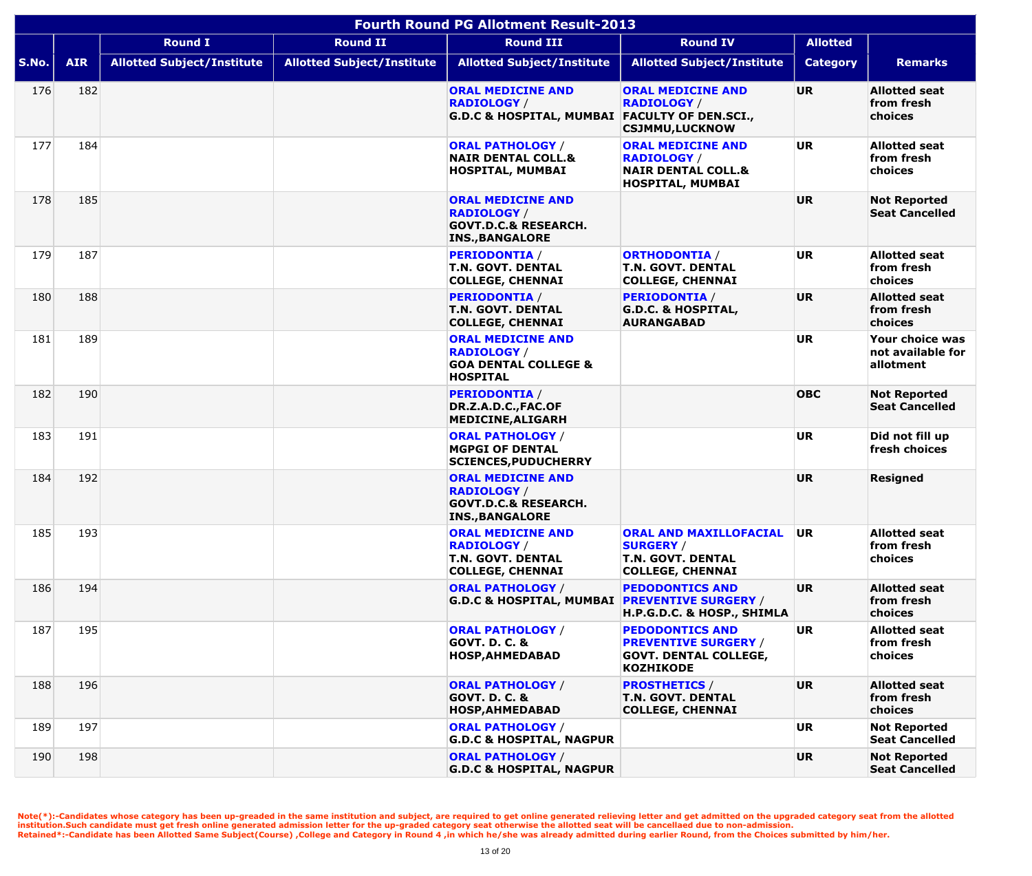# Fourth Round PG Allotment Result-2013

| S.No. | AIR | Round I | Round II | Round III | Round IV | Allotted | Remarks |
|---|---|---|---|---|---|---|---|
| | | Allotted Subject/Institute | Allotted Subject/Institute | Allotted Subject/Institute | Allotted Subject/Institute | Category | |
| 176 | 182 | | | ORAL MEDICINE AND RADIOLOGY / G.D.C & HOSPITAL, MUMBAI | ORAL MEDICINE AND RADIOLOGY / FACULTY OF DEN.SCI., CSJMMU,LUCKNOW | UR | Allotted seat from fresh choices |
| 177 | 184 | | | ORAL PATHOLOGY / NAIR DENTAL COLL.& HOSPITAL, MUMBAI | ORAL MEDICINE AND RADIOLOGY / NAIR DENTAL COLL.& HOSPITAL, MUMBAI | UR | Allotted seat from fresh choices |
| 178 | 185 | | | ORAL MEDICINE AND RADIOLOGY / GOVT.D.C.& RESEARCH. INS.,BANGALORE | | UR | Not Reported Seat Cancelled |
| 179 | 187 | | | PERIODONTIA / T.N. GOVT. DENTAL COLLEGE, CHENNAI | ORTHODONTIA / T.N. GOVT. DENTAL COLLEGE, CHENNAI | UR | Allotted seat from fresh choices |
| 180 | 188 | | | PERIODONTIA / T.N. GOVT. DENTAL COLLEGE, CHENNAI | PERIODONTIA / G.D.C. & HOSPITAL, AURANGABAD | UR | Allotted seat from fresh choices |
| 181 | 189 | | | ORAL MEDICINE AND RADIOLOGY / GOA DENTAL COLLEGE & HOSPITAL | | UR | Your choice was not available for allotment |
| 182 | 190 | | | PERIODONTIA / DR.Z.A.D.C.,FAC.OF MEDICINE,ALIGARH | | OBC | Not Reported Seat Cancelled |
| 183 | 191 | | | ORAL PATHOLOGY / MGPGI OF DENTAL SCIENCES,PUDUCHERRY | | UR | Did not fill up fresh choices |
| 184 | 192 | | | ORAL MEDICINE AND RADIOLOGY / GOVT.D.C.& RESEARCH. INS.,BANGALORE | | UR | Resigned |
| 185 | 193 | | | ORAL MEDICINE AND RADIOLOGY / T.N. GOVT. DENTAL COLLEGE, CHENNAI | ORAL AND MAXILLOFACIAL SURGERY / T.N. GOVT. DENTAL COLLEGE, CHENNAI | UR | Allotted seat from fresh choices |
| 186 | 194 | | | ORAL PATHOLOGY / G.D.C & HOSPITAL, MUMBAI | PEDODONTICS AND PREVENTIVE SURGERY / H.P.G.D.C. & HOSP., SHIMLA | UR | Allotted seat from fresh choices |
| 187 | 195 | | | ORAL PATHOLOGY / GOVT. D. C. & HOSP,AHMEDABAD | PEDODONTICS AND PREVENTIVE SURGERY / GOVT. DENTAL COLLEGE, KOZHIKODE | UR | Allotted seat from fresh choices |
| 188 | 196 | | | ORAL PATHOLOGY / GOVT. D. C. & HOSP,AHMEDABAD | PROSTHETICS / T.N. GOVT. DENTAL COLLEGE, CHENNAI | UR | Allotted seat from fresh choices |
| 189 | 197 | | | ORAL PATHOLOGY / G.D.C & HOSPITAL, NAGPUR | | UR | Not Reported Seat Cancelled |
| 190 | 198 | | | ORAL PATHOLOGY / G.D.C & HOSPITAL, NAGPUR | | UR | Not Reported Seat Cancelled |

Note(*):-Candidates whose category has been up-greaded in the same institution and subject, are required to get online generated relieving letter and get admitted on the upgraded category seat from the allotted institution.Such candidate must get fresh online generated admission letter for the up-graded category seat otherwise the allotted seat will be cancellaed due to non-admission.
Retained*:-Candidate has been Allotted Same Subject(Course) ,College and Category in Round 4 ,in which he/she was already admitted during earlier Round, from the Choices submitted by him/her.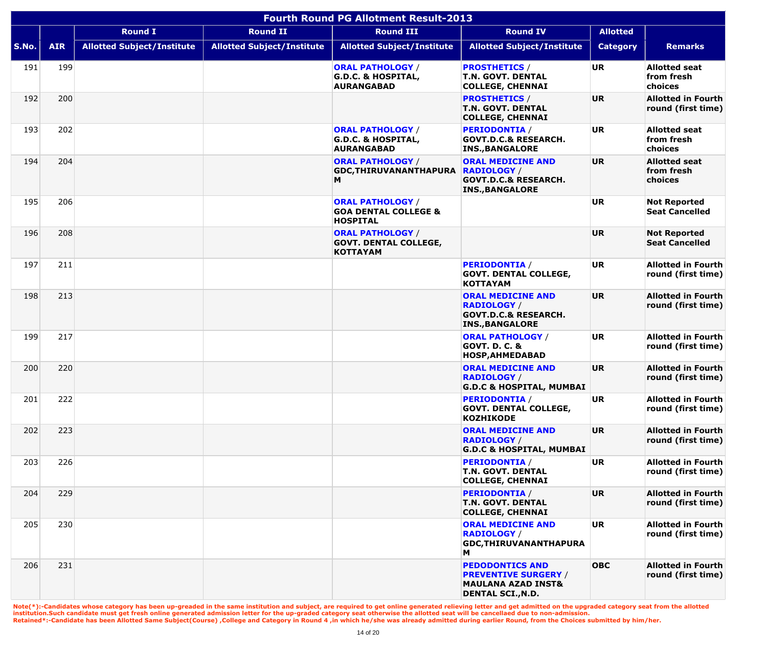| Fourth Round PG Allotment Result-2013 | | | | | | | |
|---|---|---|---|---|---|---|---|
| | | Round I | Round II | Round III | Round IV | Allotted | |
| S.No. | AIR | Allotted Subject/Institute | Allotted Subject/Institute | Allotted Subject/Institute | Allotted Subject/Institute | Category | Remarks |
| 191 | 199 | | | **ORAL PATHOLOGY** / **G.D.C. & HOSPITAL, AURANGABAD** | **PROSTHETICS** / **T.N. GOVT. DENTAL COLLEGE, CHENNAI** | **UR** | **Allotted seat from fresh choices** |
| 192 | 200 | | | | **PROSTHETICS** / **T.N. GOVT. DENTAL COLLEGE, CHENNAI** | **UR** | **Allotted in Fourth round (first time)** |
| 193 | 202 | | | **ORAL PATHOLOGY** / **G.D.C. & HOSPITAL, AURANGABAD** | **PERIODONTIA** / **GOVT.D.C.& RESEARCH. INS.,BANGALORE** | **UR** | **Allotted seat from fresh choices** |
| 194 | 204 | | | **ORAL PATHOLOGY** / **GDC,THIRUVANANTHAPURAM** | **ORAL MEDICINE AND RADIOLOGY** / **GOVT.D.C.& RESEARCH. INS.,BANGALORE** | **UR** | **Allotted seat from fresh choices** |
| 195 | 206 | | | **ORAL PATHOLOGY** / **GOA DENTAL COLLEGE & HOSPITAL** | | **UR** | **Not Reported Seat Cancelled** |
| 196 | 208 | | | **ORAL PATHOLOGY** / **GOVT. DENTAL COLLEGE, KOTTAYAM** | | **UR** | **Not Reported Seat Cancelled** |
| 197 | 211 | | | | **PERIODONTIA** / **GOVT. DENTAL COLLEGE, KOTTAYAM** | **UR** | **Allotted in Fourth round (first time)** |
| 198 | 213 | | | | **ORAL MEDICINE AND RADIOLOGY** / **GOVT.D.C.& RESEARCH. INS.,BANGALORE** | **UR** | **Allotted in Fourth round (first time)** |
| 199 | 217 | | | | **ORAL PATHOLOGY** / **GOVT. D. C. & HOSP,AHMEDABAD** | **UR** | **Allotted in Fourth round (first time)** |
| 200 | 220 | | | | **ORAL MEDICINE AND RADIOLOGY** / **G.D.C & HOSPITAL, MUMBAI** | **UR** | **Allotted in Fourth round (first time)** |
| 201 | 222 | | | | **PERIODONTIA** / **GOVT. DENTAL COLLEGE, KOZHIKODE** | **UR** | **Allotted in Fourth round (first time)** |
| 202 | 223 | | | | **ORAL MEDICINE AND RADIOLOGY** / **G.D.C & HOSPITAL, MUMBAI** | **UR** | **Allotted in Fourth round (first time)** |
| 203 | 226 | | | | **PERIODONTIA** / **T.N. GOVT. DENTAL COLLEGE, CHENNAI** | **UR** | **Allotted in Fourth round (first time)** |
| 204 | 229 | | | | **PERIODONTIA** / **T.N. GOVT. DENTAL COLLEGE, CHENNAI** | **UR** | **Allotted in Fourth round (first time)** |
| 205 | 230 | | | | **ORAL MEDICINE AND RADIOLOGY** / **GDC,THIRUVANANTHAPURAM** | **UR** | **Allotted in Fourth round (first time)** |
| 206 | 231 | | | | **PEDODONTICS AND PREVENTIVE SURGERY** / **MAULANA AZAD INST& DENTAL SCI.,N.D.** | **OBC** | **Allotted in Fourth round (first time)** |

**Note(*):-Candidates whose category has been up-greaded in the same institution and subject, are required to get online generated relieving letter and get admitted on the upgraded category seat from the allotted institution.Such candidate must get fresh online generated admission letter for the up-graded category seat otherwise the allotted seat will be cancellaed due to non-admission.**
**Retained*:-Candidate has been Allotted Same Subject(Course) ,College and Category in Round 4 ,in which he/she was already admitted during earlier Round, from the Choices submitted by him/her.**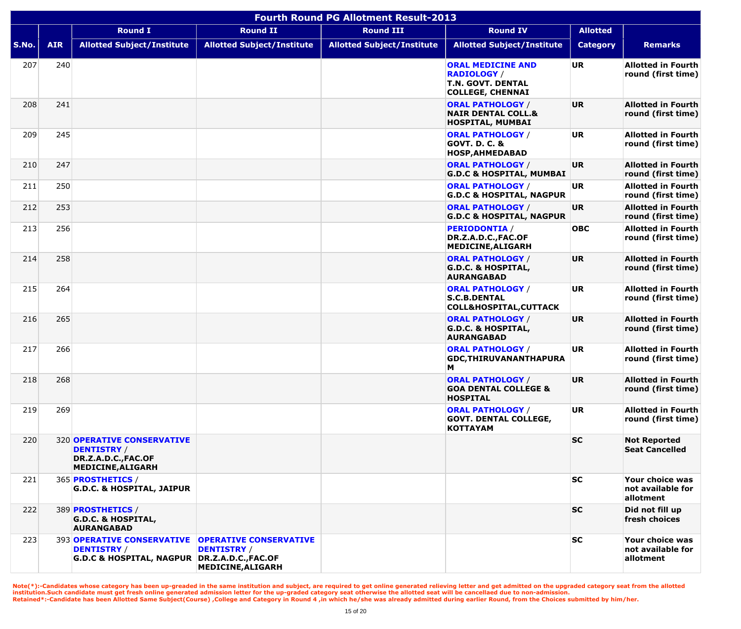# Fourth Round PG Allotment Result-2013

| S.No. | AIR | Round I | Round II | Round III | Round IV | Allotted | Remarks |
|---|---|---|---|---|---|---|---|
| | | Allotted Subject/Institute | Allotted Subject/Institute | Allotted Subject/Institute | Allotted Subject/Institute | Category | |
| 207 | 240 | | | | **ORAL MEDICINE AND RADIOLOGY** / **T.N. GOVT. DENTAL COLLEGE, CHENNAI** | **UR** | **Allotted in Fourth round (first time)** |
| 208 | 241 | | | | **ORAL PATHOLOGY** / **NAIR DENTAL COLL.& HOSPITAL, MUMBAI** | **UR** | **Allotted in Fourth round (first time)** |
| 209 | 245 | | | | **ORAL PATHOLOGY** / **GOVT. D. C. & HOSP,AHMEDABAD** | **UR** | **Allotted in Fourth round (first time)** |
| 210 | 247 | | | | **ORAL PATHOLOGY** / **G.D.C & HOSPITAL, MUMBAI** | **UR** | **Allotted in Fourth round (first time)** |
| 211 | 250 | | | | **ORAL PATHOLOGY** / **G.D.C & HOSPITAL, NAGPUR** | **UR** | **Allotted in Fourth round (first time)** |
| 212 | 253 | | | | **ORAL PATHOLOGY** / **G.D.C & HOSPITAL, NAGPUR** | **UR** | **Allotted in Fourth round (first time)** |
| 213 | 256 | | | | **PERIODONTIA** / **DR.Z.A.D.C.,FAC.OF MEDICINE,ALIGARH** | **OBC** | **Allotted in Fourth round (first time)** |
| 214 | 258 | | | | **ORAL PATHOLOGY** / **G.D.C. & HOSPITAL, AURANGABAD** | **UR** | **Allotted in Fourth round (first time)** |
| 215 | 264 | | | | **ORAL PATHOLOGY** / **S.C.B.DENTAL COLL&HOSPITAL,CUTTACK** | **UR** | **Allotted in Fourth round (first time)** |
| 216 | 265 | | | | **ORAL PATHOLOGY** / **G.D.C. & HOSPITAL, AURANGABAD** | **UR** | **Allotted in Fourth round (first time)** |
| 217 | 266 | | | | **ORAL PATHOLOGY** / **GDC,THIRUVANANTHAPURAM** | **UR** | **Allotted in Fourth round (first time)** |
| 218 | 268 | | | | **ORAL PATHOLOGY** / **GOA DENTAL COLLEGE & HOSPITAL** | **UR** | **Allotted in Fourth round (first time)** |
| 219 | 269 | | | | **ORAL PATHOLOGY** / **GOVT. DENTAL COLLEGE, KOTTAYAM** | **UR** | **Allotted in Fourth round (first time)** |
| 220 | 320 | **OPERATIVE CONSERVATIVE DENTISTRY** / **DR.Z.A.D.C.,FAC.OF MEDICINE,ALIGARH** | | | | **SC** | **Not Reported Seat Cancelled** |
| 221 | 365 | **PROSTHETICS** / **G.D.C. & HOSPITAL, JAIPUR** | | | | **SC** | **Your choice was not available for allotment** |
| 222 | 389 | **PROSTHETICS** / **G.D.C. & HOSPITAL, AURANGABAD** | | | | **SC** | **Did not fill up fresh choices** |
| 223 | 393 | **OPERATIVE CONSERVATIVE DENTISTRY** / **G.D.C & HOSPITAL, NAGPUR** | **OPERATIVE CONSERVATIVE DENTISTRY** / **DR.Z.A.D.C.,FAC.OF MEDICINE,ALIGARH** | | | **SC** | **Your choice was not available for allotment** |

**Note(*):-Candidates whose category has been up-greaded in the same institution and subject, are required to get online generated relieving letter and get admitted on the upgraded category seat from the allotted institution.Such candidate must get fresh online generated admission letter for the up-graded category seat otherwise the allotted seat will be cancellaed due to non-admission.**
**Retained*:-Candidate has been Allotted Same Subject(Course) ,College and Category in Round 4 ,in which he/she was already admitted during earlier Round, from the Choices submitted by him/her.**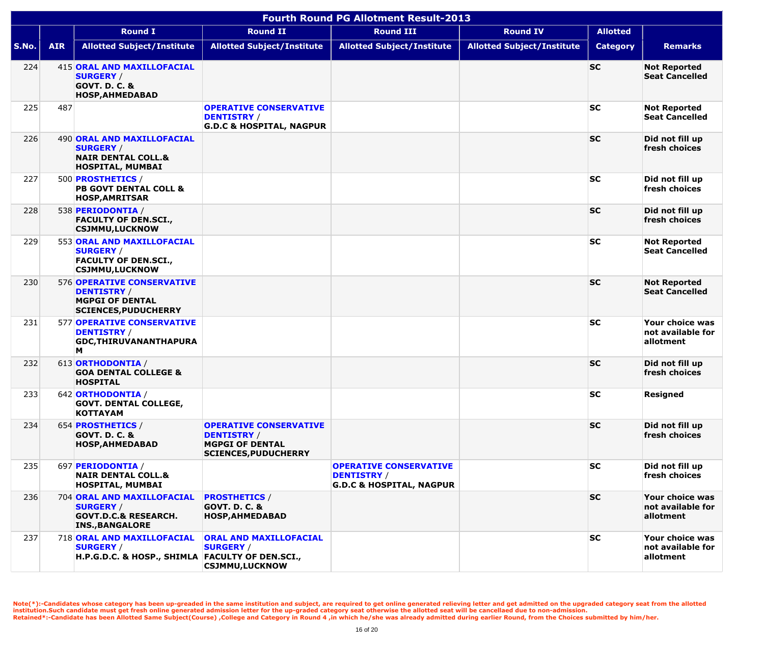| Fourth Round PG Allotment Result-2013 | | | | | | | |
|---|---|---|---|---|---|---|---|
| | | Round I | Round II | Round III | Round IV | Allotted | |
| S.No. | AIR | Allotted Subject/Institute | Allotted Subject/Institute | Allotted Subject/Institute | Allotted Subject/Institute | Category | Remarks |
| 224 | 415 | **ORAL AND MAXILLOFACIAL SURGERY** / **GOVT. D. C. & HOSP,AHMEDABAD** | | | | SC | Not Reported Seat Cancelled |
| 225 | 487 | | **OPERATIVE CONSERVATIVE DENTISTRY** / **G.D.C & HOSPITAL, NAGPUR** | | | SC | Not Reported Seat Cancelled |
| 226 | 490 | **ORAL AND MAXILLOFACIAL SURGERY** / **NAIR DENTAL COLL.& HOSPITAL, MUMBAI** | | | | SC | Did not fill up fresh choices |
| 227 | 500 | **PROSTHETICS** / **PB GOVT DENTAL COLL & HOSP,AMRITSAR** | | | | SC | Did not fill up fresh choices |
| 228 | 538 | **PERIODONTIA** / **FACULTY OF DEN.SCI., CSJMMU,LUCKNOW** | | | | SC | Did not fill up fresh choices |
| 229 | 553 | **ORAL AND MAXILLOFACIAL SURGERY** / **FACULTY OF DEN.SCI., CSJMMU,LUCKNOW** | | | | SC | Not Reported Seat Cancelled |
| 230 | 576 | **OPERATIVE CONSERVATIVE DENTISTRY** / **MGPGI OF DENTAL SCIENCES,PUDUCHERRY** | | | | SC | Not Reported Seat Cancelled |
| 231 | 577 | **OPERATIVE CONSERVATIVE DENTISTRY** / **GDC,THIRUVANANTHAPURAM** | | | | SC | Your choice was not available for allotment |
| 232 | 613 | **ORTHODONTIA** / **GOA DENTAL COLLEGE & HOSPITAL** | | | | SC | Did not fill up fresh choices |
| 233 | 642 | **ORTHODONTIA** / **GOVT. DENTAL COLLEGE, KOTTAYAM** | | | | SC | Resigned |
| 234 | 654 | **PROSTHETICS** / **GOVT. D. C. & HOSP,AHMEDABAD** | **OPERATIVE CONSERVATIVE DENTISTRY** / **MGPGI OF DENTAL SCIENCES,PUDUCHERRY** | | | SC | Did not fill up fresh choices |
| 235 | 697 | **PERIODONTIA** / **NAIR DENTAL COLL.& HOSPITAL, MUMBAI** | | **OPERATIVE CONSERVATIVE DENTISTRY** / **G.D.C & HOSPITAL, NAGPUR** | | SC | Did not fill up fresh choices |
| 236 | 704 | **ORAL AND MAXILLOFACIAL SURGERY** / **GOVT.D.C.& RESEARCH. INS.,BANGALORE** | **PROSTHETICS** / **GOVT. D. C. & HOSP,AHMEDABAD** | | | SC | Your choice was not available for allotment |
| 237 | 718 | **ORAL AND MAXILLOFACIAL SURGERY** / **H.P.G.D.C. & HOSP., SHIMLA** | **ORAL AND MAXILLOFACIAL SURGERY** / **FACULTY OF DEN.SCI., CSJMMU,LUCKNOW** | | | SC | Your choice was not available for allotment |

Note(*):-Candidates whose category has been up-greaded in the same institution and subject, are required to get online generated relieving letter and get admitted on the upgraded category seat from the allotted institution.Such candidate must get fresh online generated admission letter for the up-graded category seat otherwise the allotted seat will be cancellaed due to non-admission.
Retained*:-Candidate has been Allotted Same Subject(Course) ,College and Category in Round 4 ,in which he/she was already admitted during earlier Round, from the Choices submitted by him/her.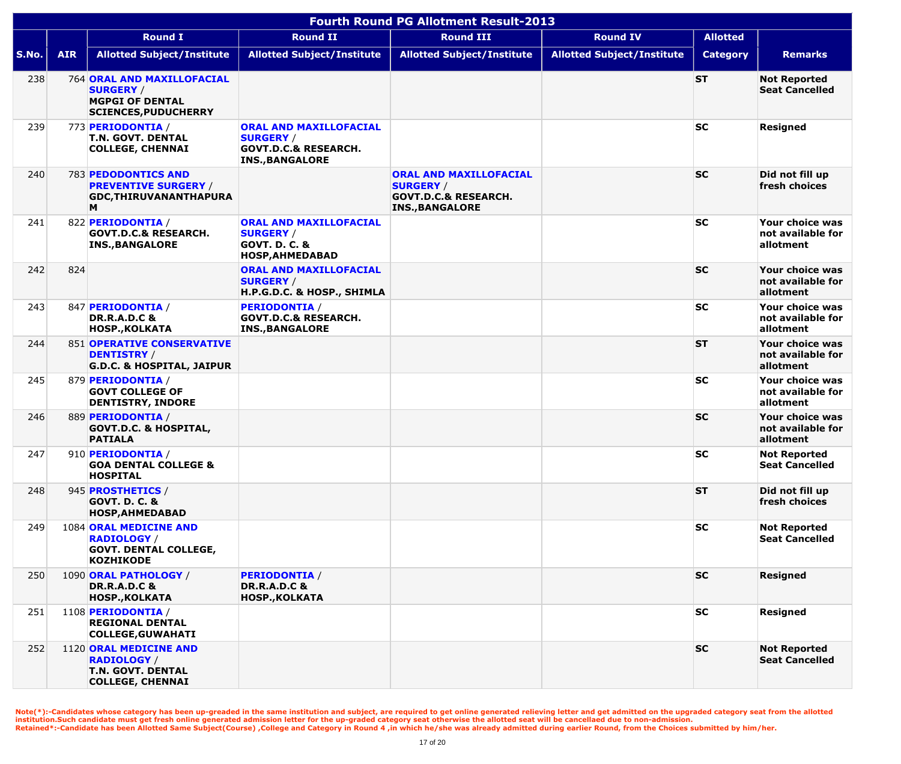# Fourth Round PG Allotment Result-2013

| S.No. | AIR | Round I | Round II | Round III | Round IV | Allotted | Remarks |
|---|---|---|---|---|---|---|---|
| | | Allotted Subject/Institute | Allotted Subject/Institute | Allotted Subject/Institute | Allotted Subject/Institute | Category | |
| 238 | 764 | **ORAL AND MAXILLOFACIAL SURGERY** / **MGPGI OF DENTAL SCIENCES,PUDUCHERRY** | | | | **ST** | **Not Reported Seat Cancelled** |
| 239 | 773 | **PERIODONTIA** / **T.N. GOVT. DENTAL COLLEGE, CHENNAI** | **ORAL AND MAXILLOFACIAL SURGERY** / **GOVT.D.C.& RESEARCH. INS.,BANGALORE** | | | **SC** | **Resigned** |
| 240 | 783 | **PEDODONTICS AND PREVENTIVE SURGERY** / **GDC,THIRUVANANTHAPURAM** | | **ORAL AND MAXILLOFACIAL SURGERY** / **GOVT.D.C.& RESEARCH. INS.,BANGALORE** | | **SC** | **Did not fill up fresh choices** |
| 241 | 822 | **PERIODONTIA** / **GOVT.D.C.& RESEARCH. INS.,BANGALORE** | **ORAL AND MAXILLOFACIAL SURGERY** / **GOVT. D. C. & HOSP,AHMEDABAD** | | | **SC** | **Your choice was not available for allotment** |
| 242 | 824 | | **ORAL AND MAXILLOFACIAL SURGERY** / **H.P.G.D.C. & HOSP., SHIMLA** | | | **SC** | **Your choice was not available for allotment** |
| 243 | 847 | **PERIODONTIA** / **DR.R.A.D.C & HOSP.,KOLKATA** | **PERIODONTIA** / **GOVT.D.C.& RESEARCH. INS.,BANGALORE** | | | **SC** | **Your choice was not available for allotment** |
| 244 | 851 | **OPERATIVE CONSERVATIVE DENTISTRY** / **G.D.C. & HOSPITAL, JAIPUR** | | | | **ST** | **Your choice was not available for allotment** |
| 245 | 879 | **PERIODONTIA** / **GOVT COLLEGE OF DENTISTRY, INDORE** | | | | **SC** | **Your choice was not available for allotment** |
| 246 | 889 | **PERIODONTIA** / **GOVT.D.C. & HOSPITAL, PATIALA** | | | | **SC** | **Your choice was not available for allotment** |
| 247 | 910 | **PERIODONTIA** / **GOA DENTAL COLLEGE & HOSPITAL** | | | | **SC** | **Not Reported Seat Cancelled** |
| 248 | 945 | **PROSTHETICS** / **GOVT. D. C. & HOSP,AHMEDABAD** | | | | **ST** | **Did not fill up fresh choices** |
| 249 | 1084 | **ORAL MEDICINE AND RADIOLOGY** / **GOVT. DENTAL COLLEGE, KOZHIKODE** | | | | **SC** | **Not Reported Seat Cancelled** |
| 250 | 1090 | **ORAL PATHOLOGY** / **DR.R.A.D.C & HOSP.,KOLKATA** | **PERIODONTIA** / **DR.R.A.D.C & HOSP.,KOLKATA** | | | **SC** | **Resigned** |
| 251 | 1108 | **PERIODONTIA** / **REGIONAL DENTAL COLLEGE,GUWAHATI** | | | | **SC** | **Resigned** |
| 252 | 1120 | **ORAL MEDICINE AND RADIOLOGY** / **T.N. GOVT. DENTAL COLLEGE, CHENNAI** | | | | **SC** | **Not Reported Seat Cancelled** |

**Note(*):-Candidates whose category has been up-greaded in the same institution and subject, are required to get online generated relieving letter and get admitted on the upgraded category seat from the allotted institution.Such candidate must get fresh online generated admission letter for the up-graded category seat otherwise the allotted seat will be cancellaed due to non-admission.**
**Retained*:-Candidate has been Allotted Same Subject(Course) ,College and Category in Round 4 ,in which he/she was already admitted during earlier Round, from the Choices submitted by him/her.**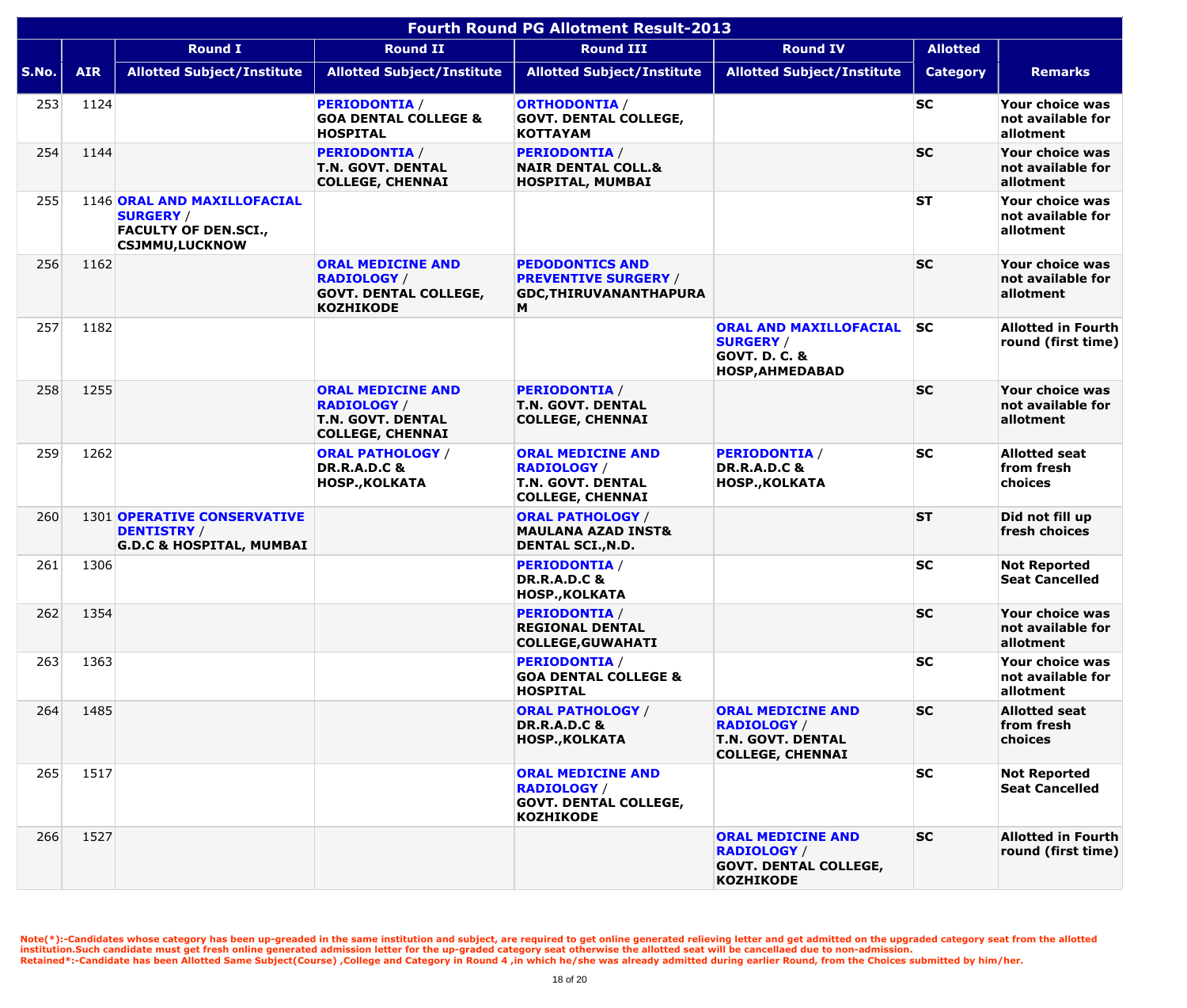| Fourth Round PG Allotment Result-2013 | | | | | | | |
|---|---|---|---|---|---|---|---|
| | | Round I | Round II | Round III | Round IV | Allotted | |
| S.No. | AIR | Allotted Subject/Institute | Allotted Subject/Institute | Allotted Subject/Institute | Allotted Subject/Institute | Category | Remarks |
| 253 | 1124 | | **PERIODONTIA** / **GOA DENTAL COLLEGE & HOSPITAL** | **ORTHODONTIA** / **GOVT. DENTAL COLLEGE, KOTTAYAM** | | **SC** | **Your choice was not available for allotment** |
| 254 | 1144 | | **PERIODONTIA** / **T.N. GOVT. DENTAL COLLEGE, CHENNAI** | **PERIODONTIA** / **NAIR DENTAL COLL.& HOSPITAL, MUMBAI** | | **SC** | **Your choice was not available for allotment** |
| 255 | 1146 | **ORAL AND MAXILLOFACIAL SURGERY** / **FACULTY OF DEN.SCI., CSJMMU,LUCKNOW** | | | | **ST** | **Your choice was not available for allotment** |
| 256 | 1162 | | **ORAL MEDICINE AND RADIOLOGY** / **GOVT. DENTAL COLLEGE, KOZHIKODE** | **PEDODONTICS AND PREVENTIVE SURGERY** / **GDC,THIRUVANANTHAPURAM** | | **SC** | **Your choice was not available for allotment** |
| 257 | 1182 | | | | **ORAL AND MAXILLOFACIAL SURGERY** / **GOVT. D. C. & HOSP,AHMEDABAD** | **SC** | **Allotted in Fourth round (first time)** |
| 258 | 1255 | | **ORAL MEDICINE AND RADIOLOGY** / **T.N. GOVT. DENTAL COLLEGE, CHENNAI** | **PERIODONTIA** / **T.N. GOVT. DENTAL COLLEGE, CHENNAI** | | **SC** | **Your choice was not available for allotment** |
| 259 | 1262 | | **ORAL PATHOLOGY** / **DR.R.A.D.C & HOSP.,KOLKATA** | **ORAL MEDICINE AND RADIOLOGY** / **T.N. GOVT. DENTAL COLLEGE, CHENNAI** | **PERIODONTIA** / **DR.R.A.D.C & HOSP.,KOLKATA** | **SC** | **Allotted seat from fresh choices** |
| 260 | 1301 | **OPERATIVE CONSERVATIVE DENTISTRY** / **G.D.C & HOSPITAL, MUMBAI** | | **ORAL PATHOLOGY** / **MAULANA AZAD INST& DENTAL SCI.,N.D.** | | **ST** | **Did not fill up fresh choices** |
| 261 | 1306 | | | **PERIODONTIA** / **DR.R.A.D.C & HOSP.,KOLKATA** | | **SC** | **Not Reported Seat Cancelled** |
| 262 | 1354 | | | **PERIODONTIA** / **REGIONAL DENTAL COLLEGE,GUWAHATI** | | **SC** | **Your choice was not available for allotment** |
| 263 | 1363 | | | **PERIODONTIA** / **GOA DENTAL COLLEGE & HOSPITAL** | | **SC** | **Your choice was not available for allotment** |
| 264 | 1485 | | | **ORAL PATHOLOGY** / **DR.R.A.D.C & HOSP.,KOLKATA** | **ORAL MEDICINE AND RADIOLOGY** / **T.N. GOVT. DENTAL COLLEGE, CHENNAI** | **SC** | **Allotted seat from fresh choices** |
| 265 | 1517 | | | **ORAL MEDICINE AND RADIOLOGY** / **GOVT. DENTAL COLLEGE, KOZHIKODE** | | **SC** | **Not Reported Seat Cancelled** |
| 266 | 1527 | | | | **ORAL MEDICINE AND RADIOLOGY** / **GOVT. DENTAL COLLEGE, KOZHIKODE** | **SC** | **Allotted in Fourth round (first time)** |

**Note(*):-Candidates whose category has been up-greaded in the same institution and subject, are required to get online generated relieving letter and get admitted on the upgraded category seat from the allotted institution.Such candidate must get fresh online generated admission letter for the up-graded category seat otherwise the allotted seat will be cancellaed due to non-admission.**
**Retained*:-Candidate has been Allotted Same Subject(Course) ,College and Category in Round 4 ,in which he/she was already admitted during earlier Round, from the Choices submitted by him/her.**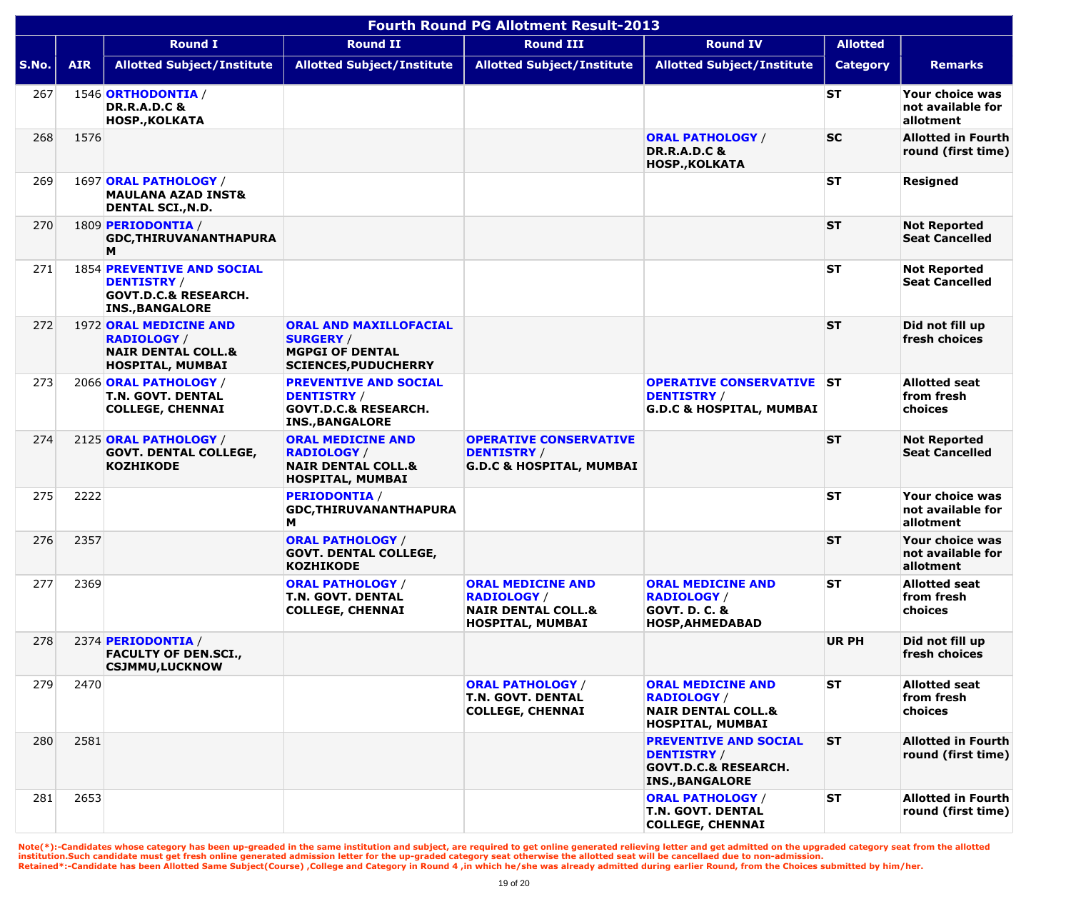# Fourth Round PG Allotment Result-2013

| S.No. | AIR | Round I | Round II | Round III | Round IV | Allotted | Remarks |
|---|---|---|---|---|---|---|---|
| | | Allotted Subject/Institute | Allotted Subject/Institute | Allotted Subject/Institute | Allotted Subject/Institute | Category | |
| 267 | 1546 | **ORTHODONTIA** / **DR.R.A.D.C & HOSP.,KOLKATA** | | | | **ST** | **Your choice was not available for allotment** |
| 268 | 1576 | | | | **ORAL PATHOLOGY** / **DR.R.A.D.C & HOSP.,KOLKATA** | **SC** | **Allotted in Fourth round (first time)** |
| 269 | 1697 | **ORAL PATHOLOGY** / **MAULANA AZAD INST& DENTAL SCI.,N.D.** | | | | **ST** | **Resigned** |
| 270 | 1809 | **PERIODONTIA** / **GDC,THIRUVANANTHAPURAM** | | | | **ST** | **Not Reported Seat Cancelled** |
| 271 | 1854 | **PREVENTIVE AND SOCIAL DENTISTRY** / **GOVT.D.C.& RESEARCH. INS.,BANGALORE** | | | | **ST** | **Not Reported Seat Cancelled** |
| 272 | 1972 | **ORAL MEDICINE AND RADIOLOGY** / **NAIR DENTAL COLL.& HOSPITAL, MUMBAI** | **ORAL AND MAXILLOFACIAL SURGERY** / **MGPGI OF DENTAL SCIENCES,PUDUCHERRY** | | | **ST** | **Did not fill up fresh choices** |
| 273 | 2066 | **ORAL PATHOLOGY** / **T.N. GOVT. DENTAL COLLEGE, CHENNAI** | **PREVENTIVE AND SOCIAL DENTISTRY** / **GOVT.D.C.& RESEARCH. INS.,BANGALORE** | | **OPERATIVE CONSERVATIVE DENTISTRY** / **G.D.C & HOSPITAL, MUMBAI** | **ST** | **Allotted seat from fresh choices** |
| 274 | 2125 | **ORAL PATHOLOGY** / **GOVT. DENTAL COLLEGE, KOZHIKODE** | **ORAL MEDICINE AND RADIOLOGY** / **NAIR DENTAL COLL.& HOSPITAL, MUMBAI** | **OPERATIVE CONSERVATIVE DENTISTRY** / **G.D.C & HOSPITAL, MUMBAI** | | **ST** | **Not Reported Seat Cancelled** |
| 275 | 2222 | | **PERIODONTIA** / **GDC,THIRUVANANTHAPURAM** | | | **ST** | **Your choice was not available for allotment** |
| 276 | 2357 | | **ORAL PATHOLOGY** / **GOVT. DENTAL COLLEGE, KOZHIKODE** | | | **ST** | **Your choice was not available for allotment** |
| 277 | 2369 | | **ORAL PATHOLOGY** / **T.N. GOVT. DENTAL COLLEGE, CHENNAI** | **ORAL MEDICINE AND RADIOLOGY** / **NAIR DENTAL COLL.& HOSPITAL, MUMBAI** | **ORAL MEDICINE AND RADIOLOGY** / **GOVT. D. C. & HOSP,AHMEDABAD** | **ST** | **Allotted seat from fresh choices** |
| 278 | 2374 | **PERIODONTIA** / **FACULTY OF DEN.SCI., CSJMMU,LUCKNOW** | | | | **UR PH** | **Did not fill up fresh choices** |
| 279 | 2470 | | | **ORAL PATHOLOGY** / **T.N. GOVT. DENTAL COLLEGE, CHENNAI** | **ORAL MEDICINE AND RADIOLOGY** / **NAIR DENTAL COLL.& HOSPITAL, MUMBAI** | **ST** | **Allotted seat from fresh choices** |
| 280 | 2581 | | | | **PREVENTIVE AND SOCIAL DENTISTRY** / **GOVT.D.C.& RESEARCH. INS.,BANGALORE** | **ST** | **Allotted in Fourth round (first time)** |
| 281 | 2653 | | | | **ORAL PATHOLOGY** / **T.N. GOVT. DENTAL COLLEGE, CHENNAI** | **ST** | **Allotted in Fourth round (first time)** |

**Note(*):-Candidates whose category has been up-greaded in the same institution and subject, are required to get online generated relieving letter and get admitted on the upgraded category seat from the allotted institution.Such candidate must get fresh online generated admission letter for the up-graded category seat otherwise the allotted seat will be cancellaed due to non-admission.**
**Retained*:-Candidate has been Allotted Same Subject(Course) ,College and Category in Round 4 ,in which he/she was already admitted during earlier Round, from the Choices submitted by him/her.**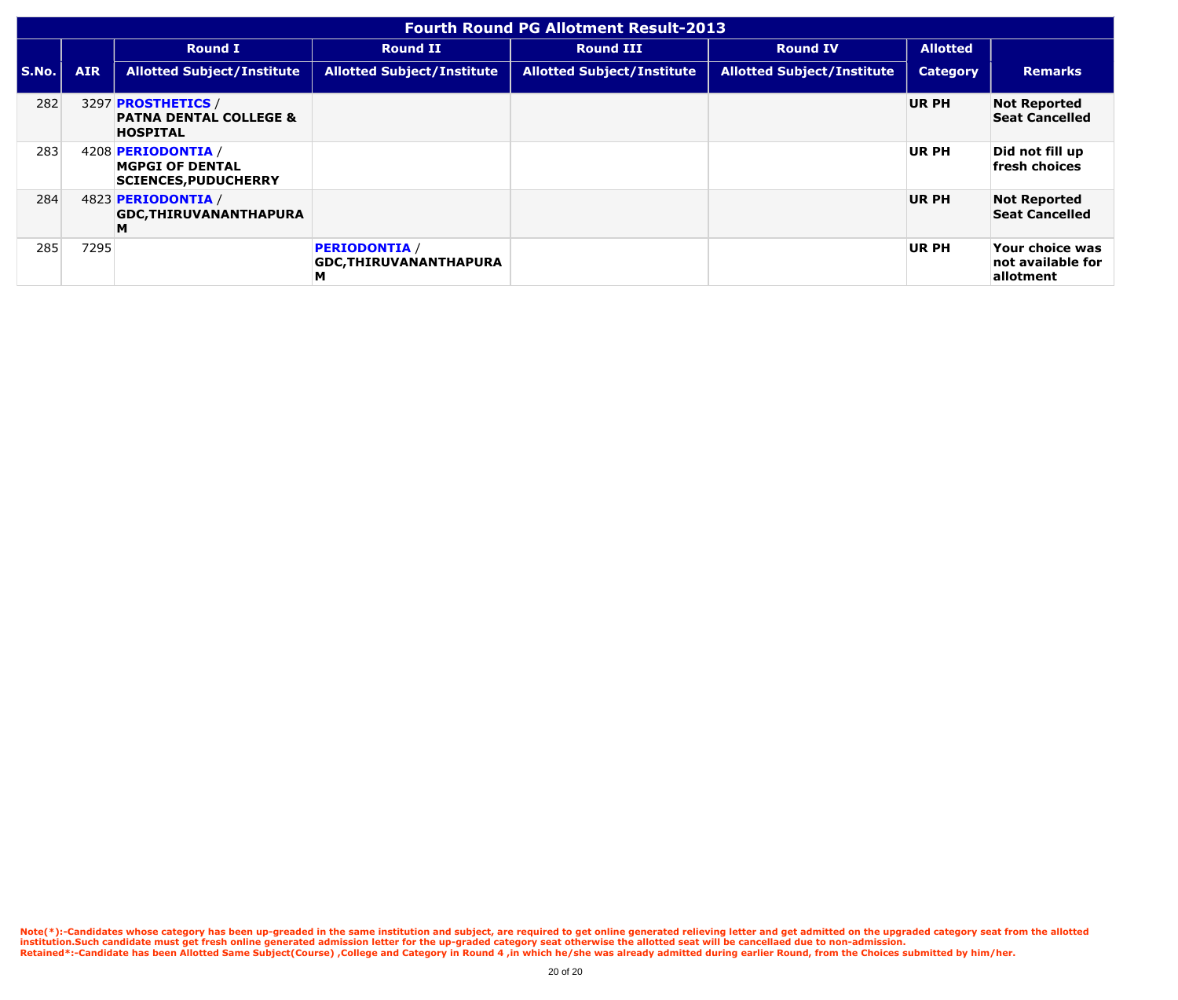## Fourth Round PG Allotment Result-2013

| S.No. | AIR | Round I Allotted Subject/Institute | Round II Allotted Subject/Institute | Round III Allotted Subject/Institute | Round IV Allotted Subject/Institute | Allotted Category | Remarks |
|---|---|---|---|---|---|---|---|
| 282 | 3297 | **PROSTHETICS** / **PATNA DENTAL COLLEGE & HOSPITAL** | | | | **UR PH** | **Not Reported Seat Cancelled** |
| 283 | 4208 | **PERIODONTIA** / **MGPGI OF DENTAL SCIENCES,PUDUCHERRY** | | | | **UR PH** | **Did not fill up fresh choices** |
| 284 | 4823 | **PERIODONTIA** / **GDC,THIRUVANANTHAPURAM** | | | | **UR PH** | **Not Reported Seat Cancelled** |
| 285 | 7295 | | **PERIODONTIA** / **GDC,THIRUVANANTHAPURAM** | | | **UR PH** | **Your choice was not available for allotment** |

**Note(*):-Candidates whose category has been up-greaded in the same institution and subject, are required to get online generated relieving letter and get admitted on the upgraded category seat from the allotted institution.Such candidate must get fresh online generated admission letter for the up-graded category seat otherwise the allotted seat will be cancellaed due to non-admission.**
**Retained*:-Candidate has been Allotted Same Subject(Course) ,College and Category in Round 4 ,in which he/she was already admitted during earlier Round, from the Choices submitted by him/her.**